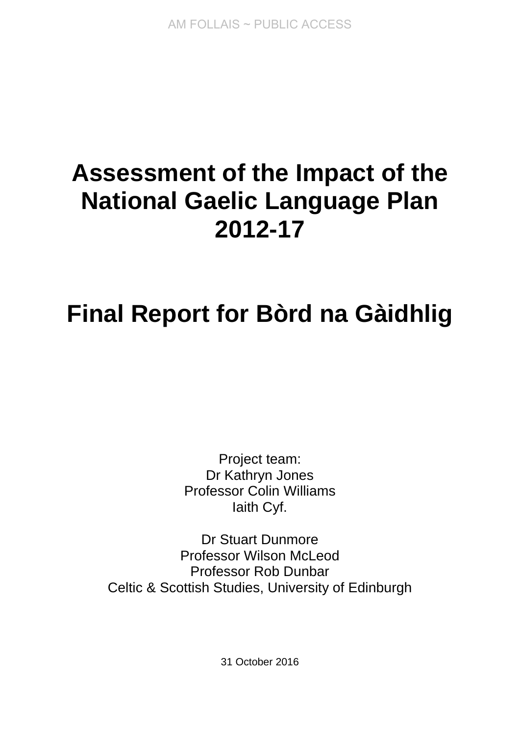AM FOLLAIS ~ PUBLIC ACCESS

# Assessment of the Impact of the National Gaelic Language Plan 2012-17

# Final Report for Bòrd na Gàidhlig

Project team:
Dr Kathryn Jones
Professor Colin Williams
Iaith Cyf.

Dr Stuart Dunmore
Professor Wilson McLeod
Professor Rob Dunbar
Celtic & Scottish Studies, University of Edinburgh

31 October 2016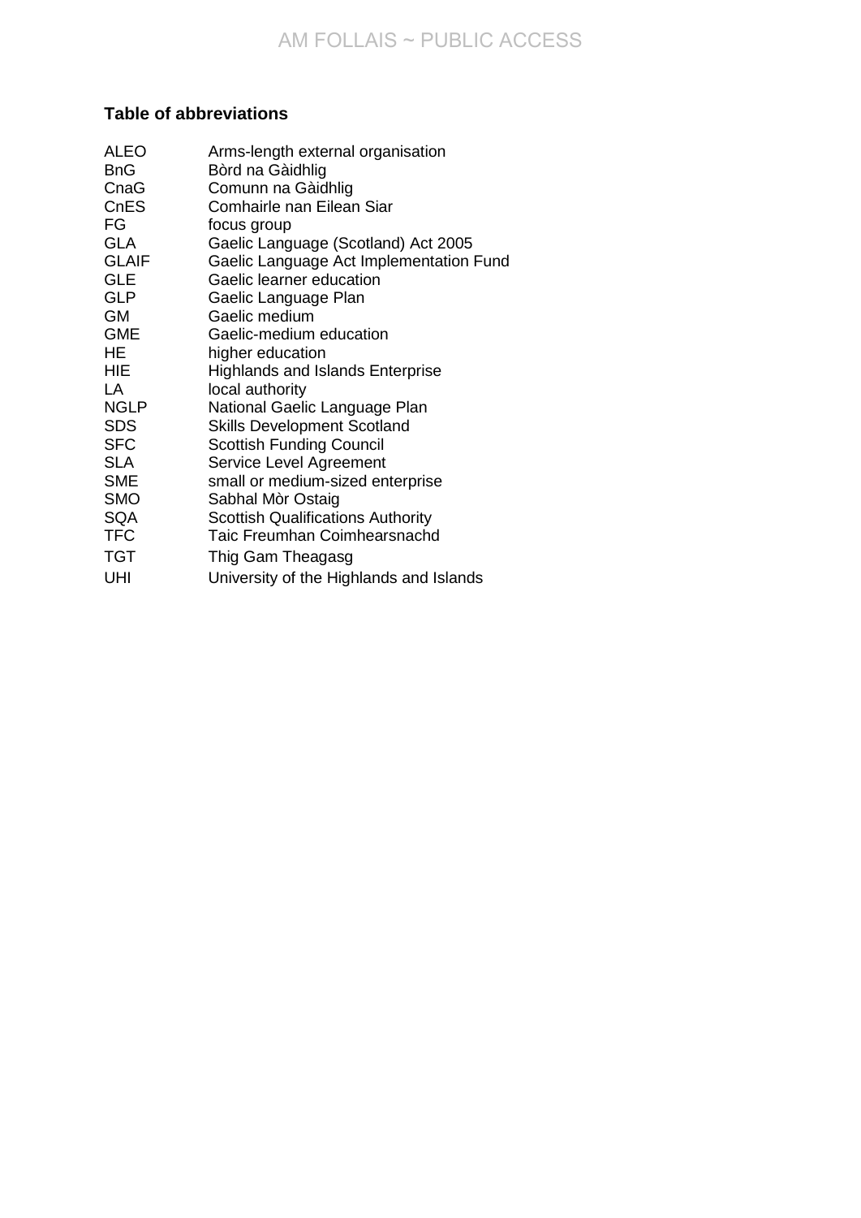**Table of abbreviations**

| | |
|---|---|
| ALEO | Arms-length external organisation |
| BnG | Bòrd na Gàidhlig |
| CnaG | Comunn na Gàidhlig |
| CnES | Comhairle nan Eilean Siar |
| FG | focus group |
| GLA | Gaelic Language (Scotland) Act 2005 |
| GLAIF | Gaelic Language Act Implementation Fund |
| GLE | Gaelic learner education |
| GLP | Gaelic Language Plan |
| GM | Gaelic medium |
| GME | Gaelic-medium education |
| HE | higher education |
| HIE | Highlands and Islands Enterprise |
| LA | local authority |
| NGLP | National Gaelic Language Plan |
| SDS | Skills Development Scotland |
| SFC | Scottish Funding Council |
| SLA | Service Level Agreement |
| SME | small or medium-sized enterprise |
| SMO | Sabhal Mòr Ostaig |
| SQA | Scottish Qualifications Authority |
| TFC | Taic Freumhan Coimhearsnachd |
| TGT | Thig Gam Theagasg |
| UHI | University of the Highlands and Islands |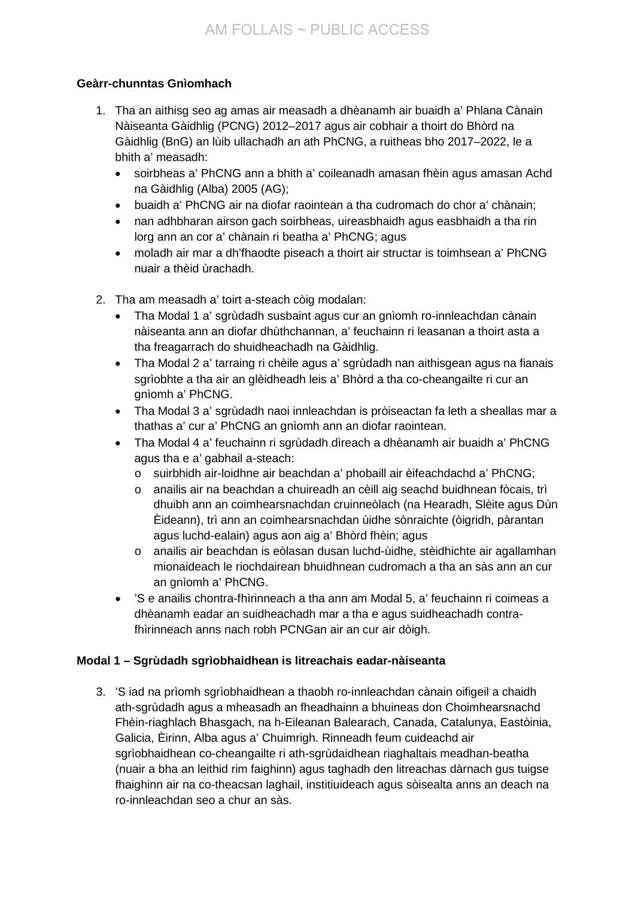**Geàrr-chunntas Gnìomhach**

1. Tha an aithisg seo ag amas air measadh a dhèanamh air buaidh a' Phlana Cànain Nàiseanta Gàidhlig (PCNG) 2012–2017 agus air cobhair a thoirt do Bhòrd na Gàidhlig (BnG) an lùib ullachadh an ath PhCNG, a ruitheas bho 2017–2022, le a bhith a' measadh:
   - soirbheas a' PhCNG ann a bhith a' coileanadh amasan fhèin agus amasan Achd na Gàidhlig (Alba) 2005 (AG);
   - buaidh a' PhCNG air na diofar raointean a tha cudromach do chor a' chànain;
   - nan adhbharan airson gach soirbheas, uireasbhaidh agus easbhaidh a tha rin lorg ann an cor a' chànain ri beatha a' PhCNG; agus
   - moladh air mar a dh'fhaodte piseach a thoirt air structar is toimhsean a' PhCNG nuair a thèid ùrachadh.

2. Tha am measadh a' toirt a-steach còig modalan:
   - Tha Modal 1 a' sgrùdadh susbaint agus cur an gnìomh ro-innleachdan cànain nàiseanta ann an diofar dhùthchannan, a' feuchainn ri leasanan a thoirt asta a tha freagarrach do shuidheachadh na Gàidhlig.
   - Tha Modal 2 a' tarraing ri chèile agus a' sgrùdadh nan aithisgean agus na fianais sgrìobhte a tha air an glèidheadh leis a' Bhòrd a tha co-cheangailte ri cur an gnìomh a' PhCNG.
   - Tha Modal 3 a' sgrùdadh naoi innleachdan is pròiseactan fa leth a sheallas mar a thathas a' cur a' PhCNG an gnìomh ann an diofar raointean.
   - Tha Modal 4 a' feuchainn ri sgrùdadh dìreach a dhèanamh air buaidh a' PhCNG agus tha e a' gabhail a-steach:
     - suirbhidh air-loidhne air beachdan a' phobaill air èifeachdachd a' PhCNG;
     - anailis air na beachdan a chuireadh an cèill aig seachd buidhnean fòcais, trì dhuibh ann an coimhearsnachdan cruinneòlach (na Hearadh, Slèite agus Dùn Èideann), trì ann an coimhearsnachdan ùidhe sònraichte (òigridh, pàrantan agus luchd-ealain) agus aon aig a' Bhòrd fhèin; agus
     - anailis air beachdan is eòlasan dusan luchd-ùidhe, stèidhichte air agallamhan mionaideach le riochdairean bhuidhnean cudromach a tha an sàs ann an cur an gnìomh a' PhCNG.
   - 'S e anailis chontra-fhìrinneach a tha ann am Modal 5, a' feuchainn ri coimeas a dhèanamh eadar an suidheachadh mar a tha e agus suidheachadh contra-fhìrinneach anns nach robh PCNGan air an cur air dòigh.

**Modal 1 – Sgrùdadh sgrìobhaidhean is litreachais eadar-nàiseanta**

3. 'S iad na prìomh sgrìobhaidhean a thaobh ro-innleachdan cànain oifigeil a chaidh ath-sgrùdadh agus a mheasadh an fheadhainn a bhuineas don Choimhearsnachd Fhèin-riaghlach Bhasgach, na h-Eileanan Balearach, Canada, Catalunya, Eastòinia, Galicia, Èirinn, Alba agus a' Chuimrigh. Rinneadh feum cuideachd air sgrìobhaidhean co-cheangailte ri ath-sgrùdaidhean riaghaltais meadhan-beatha (nuair a bha an leithid rim faighinn) agus taghadh den litreachas dàrnach gus tuigse fhaighinn air na co-theacsan laghail, institiuideach agus sòisealta anns an deach na ro-innleachdan seo a chur an sàs.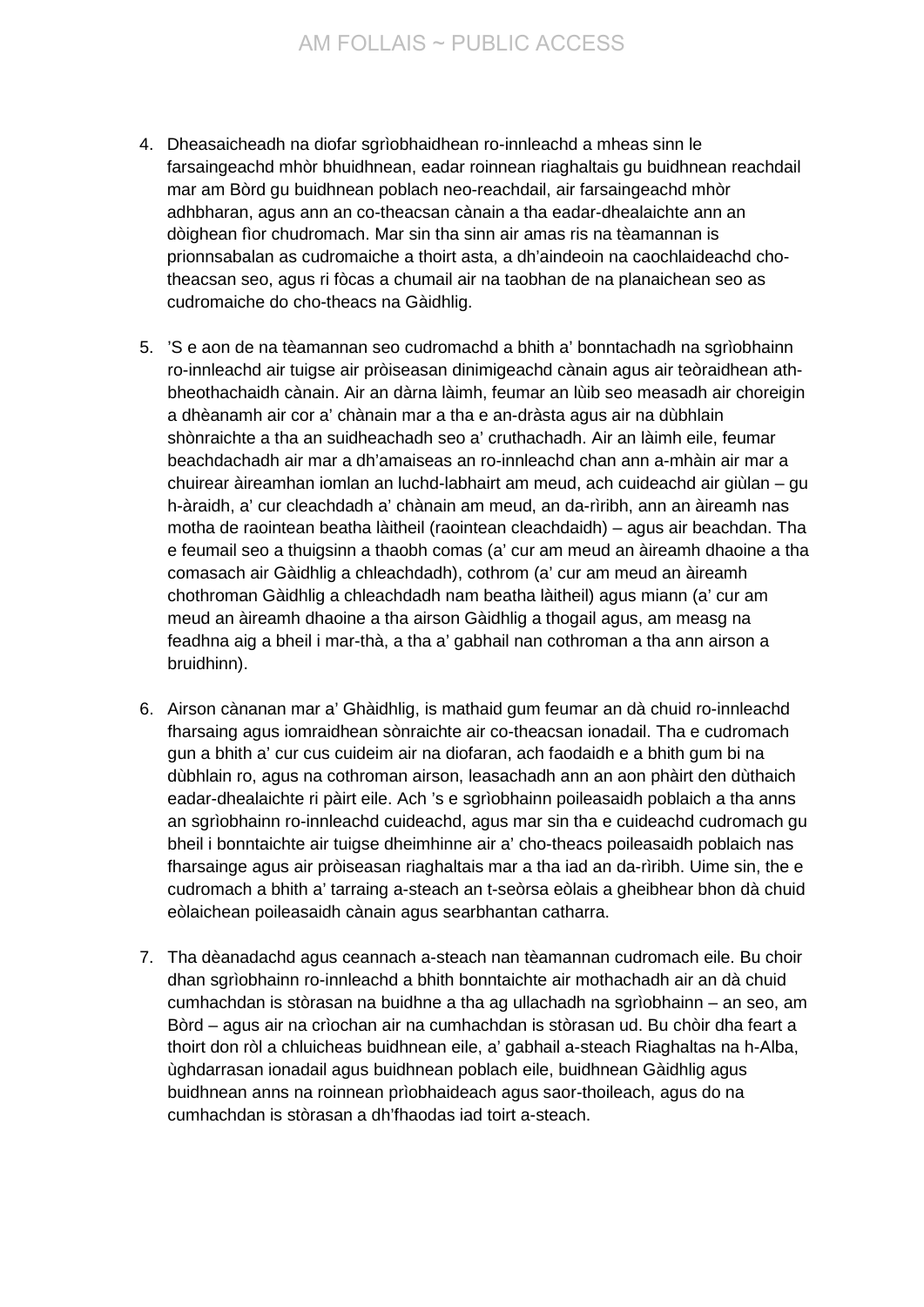4. Dheasaicheadh na diofar sgrìobhaidhean ro-innleachd a mheas sinn le farsaingeachd mhòr bhuidhnean, eadar roinnean riaghaltais gu buidhnean reachdail mar am Bòrd gu buidhnean poblach neo-reachdail, air farsaingeachd mhòr adhbharan, agus ann an co-theacsan cànain a tha eadar-dhealaichte ann an dòighean fìor chudromach. Mar sin tha sinn air amas ris na tèamannan is prionnsabalan as cudromaiche a thoirt asta, a dh'aindeoin na caochlaideachd cho-theacsan seo, agus ri fòcas a chumail air na taobhan de na planaichean seo as cudromaiche do cho-theacs na Gàidhlig.

5. 'S e aon de na tèamannan seo cudromachd a bhith a' bonntachadh na sgrìobhainn ro-innleachd air tuigse air pròiseasan dinimigeachd cànain agus air teòraidhean ath-bheothachaidh cànain. Air an dàrna làimh, feumar an lùib seo measadh air choreigin a dhèanamh air cor a' chànain mar a tha e an-dràsta agus air na dùbhlain shònraichte a tha an suidheachadh seo a' cruthachadh. Air an làimh eile, feumar beachdachadh air mar a dh'amaiseas an ro-innleachd chan ann a-mhàin air mar a chuirear àireamhan iomlan an luchd-labhairt am meud, ach cuideachd air giùlan – gu h-àraidh, a' cur cleachdadh a' chànain am meud, an da-rìribh, ann an àireamh nas motha de raointean beatha làitheil (raointean cleachdaidh) – agus air beachdan. Tha e feumail seo a thuigsinn a thaobh comas (a' cur am meud an àireamh dhaoine a tha comasach air Gàidhlig a chleachdadh), cothrom (a' cur am meud an àireamh chothroman Gàidhlig a chleachdadh nam beatha làitheil) agus miann (a' cur am meud an àireamh dhaoine a tha airson Gàidhlig a thogail agus, am measg na feadhna aig a bheil i mar-thà, a tha a' gabhail nan cothroman a tha ann airson a bruidhinn).

6. Airson cànanan mar a' Ghàidhlig, is mathaid gum feumar an dà chuid ro-innleachd fharsaing agus iomraidhean sònraichte air co-theacsan ionadail. Tha e cudromach gun a bhith a' cur cus cuideim air na diofaran, ach faodaidh e a bhith gum bi na dùbhlain ro, agus na cothroman airson, leasachadh ann an aon phàirt den dùthaich eadar-dhealaichte ri pàirt eile. Ach 's e sgrìobhainn poileasaidh poblaich a tha anns an sgrìobhainn ro-innleachd cuideachd, agus mar sin tha e cuideachd cudromach gu bheil i bonntaichte air tuigse dheimhinne air a' cho-theacs poileasaidh poblaich nas fharsainge agus air pròiseasan riaghaltais mar a tha iad an da-rìribh. Uime sin, the e cudromach a bhith a' tarraing a-steach an t-seòrsa eòlais a gheibhear bhon dà chuid eòlaichean poileasaidh cànain agus searbhantan catharra.

7. Tha dèanadachd agus ceannach a-steach nan tèamannan cudromach eile. Bu choir dhan sgrìobhainn ro-innleachd a bhith bonntaichte air mothachadh air an dà chuid cumhachdan is stòrasan na buidhne a tha ag ullachadh na sgrìobhainn – an seo, am Bòrd – agus air na crìochan air na cumhachdan is stòrasan ud. Bu chòir dha feart a thoirt don ròl a chluicheas buidhnean eile, a' gabhail a-steach Riaghaltas na h-Alba, ùghdarrasan ionadail agus buidhnean poblach eile, buidhnean Gàidhlig agus buidhnean anns na roinnean prìobhaideach agus saor-thoileach, agus do na cumhachdan is stòrasan a dh'fhaodas iad toirt a-steach.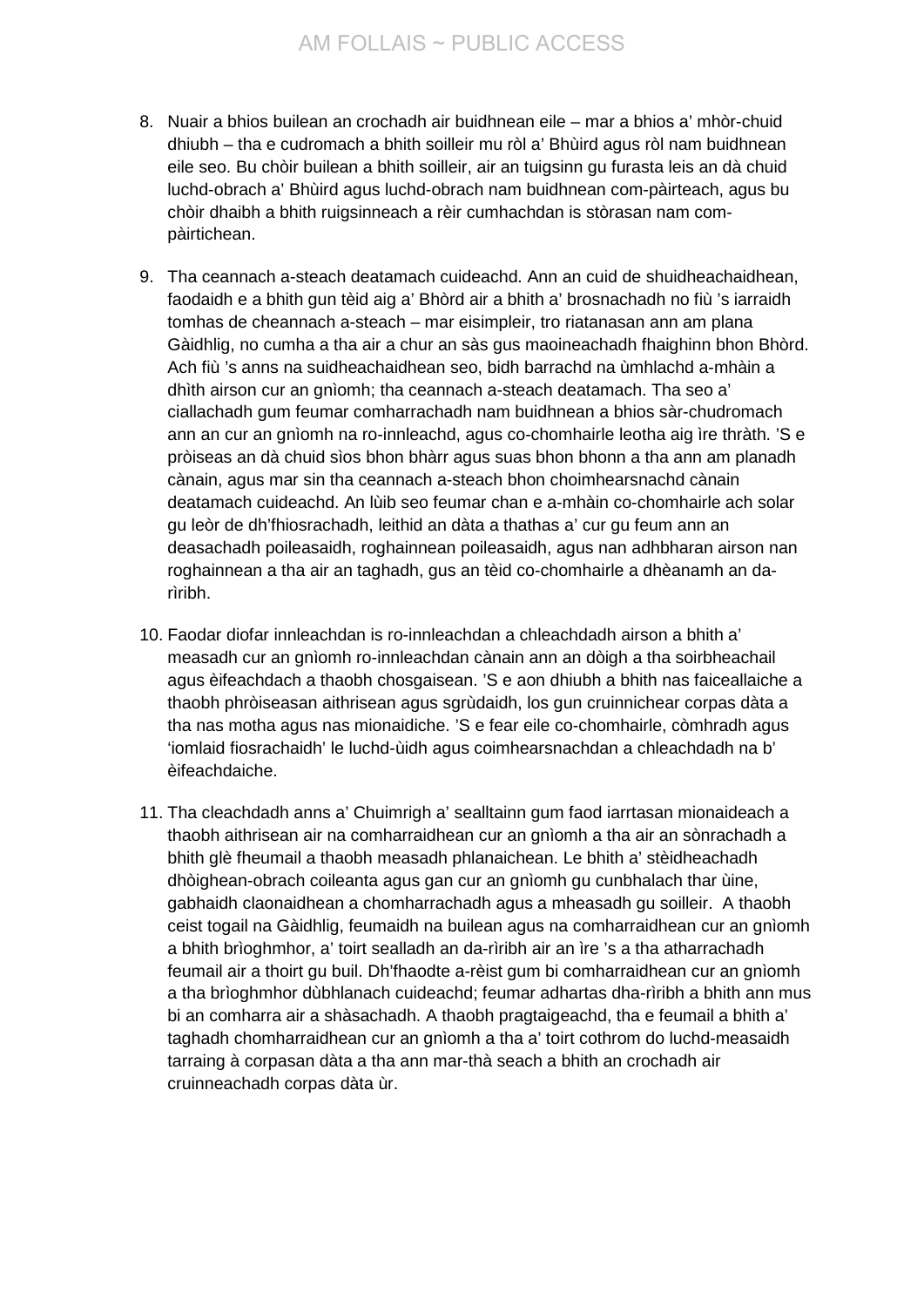8. Nuair a bhios builean an crochadh air buidhnean eile – mar a bhios a' mhòr-chuid dhiubh – tha e cudromach a bhith soilleir mu ròl a' Bhùird agus ròl nam buidhnean eile seo. Bu chòir builean a bhith soilleir, air an tuigsinn gu furasta leis an dà chuid luchd-obrach a' Bhùird agus luchd-obrach nam buidhnean com-pàirteach, agus bu chòir dhaibh a bhith ruigsinneach a rèir cumhachdan is stòrasan nam com-pàirtichean.

9. Tha ceannach a-steach deatamach cuideachd. Ann an cuid de shuidheachaidhean, faodaidh e a bhith gun tèid aig a' Bhòrd air a bhith a' brosnachadh no fiù 's iarraidh tomhas de cheannach a-steach – mar eisimpleir, tro riatanasan ann am plana Gàidhlig, no cumha a tha air a chur an sàs gus maoineachadh fhaighinn bhon Bhòrd. Ach fiù 's anns na suidheachaidhean seo, bidh barrachd na ùmhlachd a-mhàin a dhìth airson cur an gnìomh; tha ceannach a-steach deatamach. Tha seo a' ciallachadh gum feumar comharrachadh nam buidhnean a bhios sàr-chudromach ann an cur an gnìomh na ro-innleachd, agus co-chomhairle leotha aig ìre thràth. 'S e pròiseas an dà chuid sìos bhon bhàrr agus suas bhon bhonn a tha ann am planadh cànain, agus mar sin tha ceannach a-steach bhon choimhearsnachd cànain deatamach cuideachd. An lùib seo feumar chan e a-mhàin co-chomhairle ach solar gu leòr de dh'fhiosrachadh, leithid an dàta a thathas a' cur gu feum ann an deasachadh poileasaidh, roghainnean poileasaidh, agus nan adhbharan airson nan roghainnean a tha air an taghadh, gus an tèid co-chomhairle a dhèanamh an da-rìribh.

10. Faodar diofar innleachdan is ro-innleachdan a chleachdadh airson a bhith a' measadh cur an gnìomh ro-innleachdan cànain ann an dòigh a tha soirbheachail agus èifeachdach a thaobh chosgaisean. 'S e aon dhiubh a bhith nas faiceallaiche a thaobh phròiseasan aithrisean agus sgrùdaidh, los gun cruinnichear corpas dàta a tha nas motha agus nas mionaidiche. 'S e fear eile co-chomhairle, còmhradh agus 'iomlaid fiosrachaidh' le luchd-ùidh agus coimhearsnachdan a chleachdadh na b' èifeachdaiche.

11. Tha cleachdadh anns a' Chuimrigh a' sealltainn gum faod iarrtasan mionaideach a thaobh aithrisean air na comharraidhean cur an gnìomh a tha air an sònrachadh a bhith glè fheumail a thaobh measadh phlanaichean. Le bhith a' stèidheachadh dhòighean-obrach coileanta agus gan cur an gnìomh gu cunbhalach thar ùine, gabhaidh claonaidhean a chomharrachadh agus a mheasadh gu soilleir. A thaobh ceist togail na Gàidhlig, feumaidh na builean agus na comharraidhean cur an gnìomh a bhith brìoghmhor, a' toirt sealladh an da-rìribh air an ìre 's a tha atharrachadh feumail air a thoirt gu buil. Dh'fhaodte a-rèist gum bi comharraidhean cur an gnìomh a tha brìoghmhor dùbhlanach cuideachd; feumar adhartas dha-rìribh a bhith ann mus bi an comharra air a shàsachadh. A thaobh pragtaigeachd, tha e feumail a bhith a' taghadh chomharraidhean cur an gnìomh a tha a' toirt cothrom do luchd-measaidh tarraing à corpasan dàta a tha ann mar-thà seach a bhith an crochadh air cruinneachadh corpas dàta ùr.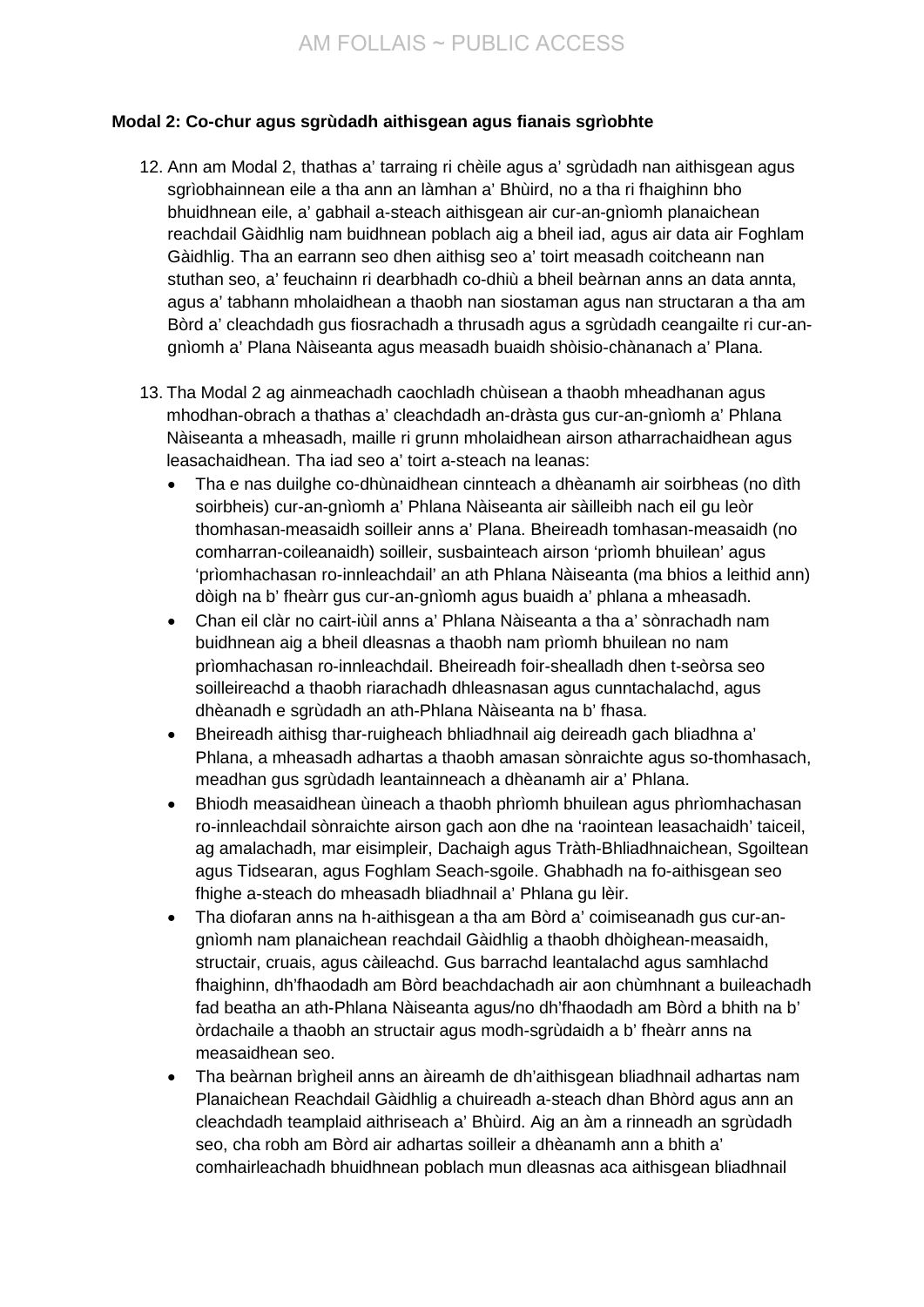**Modal 2: Co-chur agus sgrùdadh aithisgean agus fianais sgrìobhte**

12. Ann am Modal 2, thathas a' tarraing ri chèile agus a' sgrùdadh nan aithisgean agus sgrìobhainnean eile a tha ann an làmhan a' Bhùird, no a tha ri fhaighinn bho bhuidhnean eile, a' gabhail a-steach aithisgean air cur-an-gnìomh planaichean reachdail Gàidhlig nam buidhnean poblach aig a bheil iad, agus air data air Foghlam Gàidhlig. Tha an earrann seo dhen aithisg seo a' toirt measadh coitcheann nan stuthan seo, a' feuchainn ri dearbhadh co-dhiù a bheil beàrnan anns an data annta, agus a' tabhann mholaidhean a thaobh nan siostaman agus nan structaran a tha am Bòrd a' cleachdadh gus fiosrachadh a thrusadh agus a sgrùdadh ceangailte ri cur-an-gnìomh a' Plana Nàiseanta agus measadh buaidh shòisio-chànanach a' Plana.

13. Tha Modal 2 ag ainmeachadh caochladh chùisean a thaobh mheadhanan agus mhodhan-obrach a thathas a' cleachdadh an-dràsta gus cur-an-gnìomh a' Phlana Nàiseanta a mheasadh, maille ri grunn mholaidhean airson atharrachaidhean agus leasachaidhean. Tha iad seo a' toirt a-steach na leanas:
    - Tha e nas duilghe co-dhùnaidhean cinnteach a dhèanamh air soirbheas (no dìth soirbheis) cur-an-gnìomh a' Phlana Nàiseanta air sàilleibh nach eil gu leòr thomhasan-measaidh soilleir anns a' Plana. Bheireadh tomhasan-measaidh (no comharran-coileanaidh) soilleir, susbainteach airson 'prìomh bhuilean' agus 'prìomhachasan ro-innleachdail' an ath Phlana Nàiseanta (ma bhios a leithid ann) dòigh na b' fheàrr gus cur-an-gnìomh agus buaidh a' phlana a mheasadh.
    - Chan eil clàr no cairt-iùil anns a' Phlana Nàiseanta a tha a' sònrachadh nam buidhnean aig a bheil dleasnas a thaobh nam prìomh bhuilean no nam prìomhachasan ro-innleachdail. Bheireadh foir-shealladh dhen t-seòrsa seo soilleireachd a thaobh riarachadh dhleasnasan agus cunntachalachd, agus dhèanadh e sgrùdadh an ath-Phlana Nàiseanta na b' fhasa.
    - Bheireadh aithisg thar-ruigheach bhliadhnail aig deireadh gach bliadhna a' Phlana, a mheasadh adhartas a thaobh amasan sònraichte agus so-thomhasach, meadhan gus sgrùdadh leantainneach a dhèanamh air a' Phlana.
    - Bhiodh measaidhean ùineach a thaobh phrìomh bhuilean agus phrìomhachasan ro-innleachdail sònraichte airson gach aon dhe na 'raointean leasachaidh' taiceil, ag amalachadh, mar eisimpleir, Dachaigh agus Tràth-Bhliadhnaichean, Sgoiltean agus Tidsearan, agus Foghlam Seach-sgoile. Ghabhadh na fo-aithisgean seo fhighe a-steach do mheasadh bliadhnail a' Phlana gu lèir.
    - Tha diofaran anns na h-aithisgean a tha am Bòrd a' coimiseanadh gus cur-an-gnìomh nam planaichean reachdail Gàidhlig a thaobh dhòighean-measaidh, structair, cruais, agus càileachd. Gus barrachd leantalachd agus samhlachd fhaighinn, dh'fhaodadh am Bòrd beachdachadh air aon chùmhnant a buileachadh fad beatha an ath-Phlana Nàiseanta agus/no dh'fhaodadh am Bòrd a bhith na b' òrdachaile a thaobh an structair agus modh-sgrùdaidh a b' fheàrr anns na measaidhean seo.
    - Tha beàrnan brìgheil anns an àireamh de dh'aithisgean bliadhnail adhartas nam Planaichean Reachdail Gàidhlig a chuireadh a-steach dhan Bhòrd agus ann an cleachdadh teamplaid aithriseach a' Bhùird. Aig an àm a rinneadh an sgrùdadh seo, cha robh am Bòrd air adhartas soilleir a dhèanamh ann a bhith a' comhairleachadh bhuidhnean poblach mun dleasnas aca aithisgean bliadhnail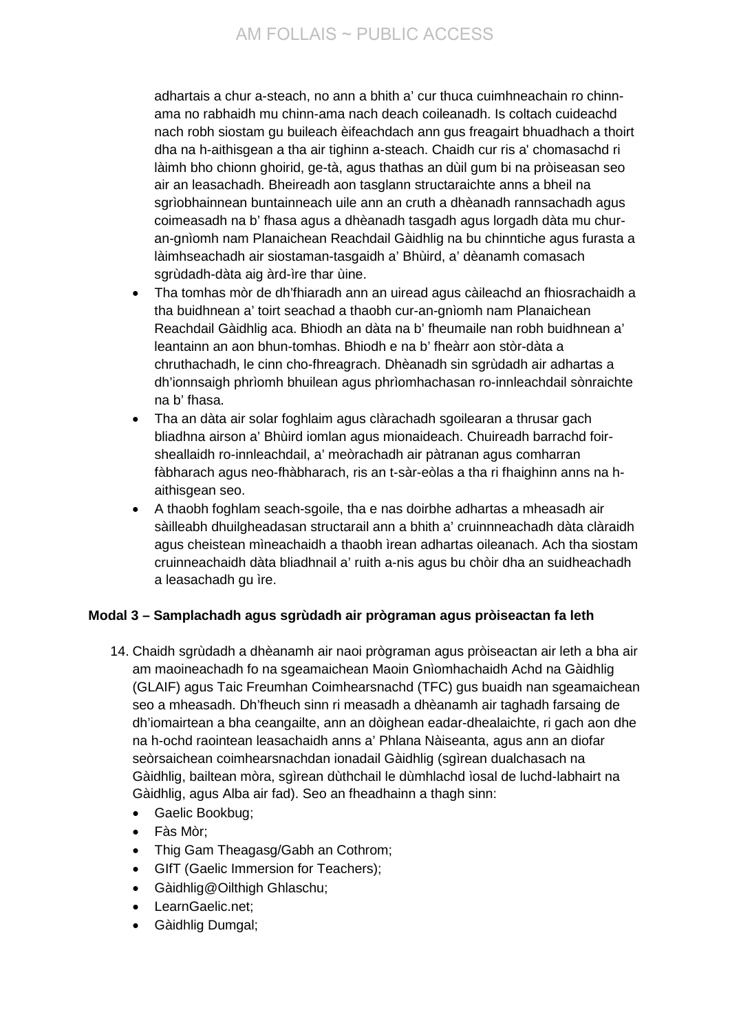adhartais a chur a-steach, no ann a bhith a' cur thuca cuimhneachain ro chinn-ama no rabhaidh mu chinn-ama nach deach coileanadh. Is coltach cuideachd nach robh siostam gu buileach èifeachdach ann gus freagairt bhuadhach a thoirt dha na h-aithisgean a tha air tighinn a-steach. Chaidh cur ris a' chomasachd ri làimh bho chionn ghoirid, ge-tà, agus thathas an dùil gum bi na pròiseasan seo air an leasachadh. Bheireadh aon tasglann structaraichte anns a bheil na sgrìobhainnean buntainneach uile ann an cruth a dhèanadh rannsachadh agus coimeasadh na b' fhasa agus a dhèanadh tasgadh agus lorgadh dàta mu chur-an-gnìomh nam Planaichean Reachdail Gàidhlig na bu chinntiche agus furasta a làimhseachadh air siostaman-tasgaidh a' Bhùird, a' dèanamh comasach sgrùdadh-dàta aig àrd-ìre thar ùine.

- Tha tomhas mòr de dh'fhiaradh ann an uiread agus càileachd an fhiosrachaidh a tha buidhnean a' toirt seachad a thaobh cur-an-gnìomh nam Planaichean Reachdail Gàidhlig aca. Bhiodh an dàta na b' fheumaile nan robh buidhnean a' leantainn an aon bhun-tomhas. Bhiodh e na b' fheàrr aon stòr-dàta a chruthachadh, le cinn cho-fhreagrach. Dhèanadh sin sgrùdadh air adhartas a dh'ionnsaigh phrìomh bhuilean agus phrìomhachasan ro-innleachdail sònraichte na b' fhasa.
- Tha an dàta air solar foghlaim agus clàrachadh sgoilearan a thrusar gach bliadhna airson a' Bhùird iomlan agus mionaideach. Chuireadh barrachd foir-sheallaidh ro-innleachdail, a' meòrachadh air pàtranan agus comharran fàbharach agus neo-fhàbharach, ris an t-sàr-eòlas a tha ri fhaighinn anns na h-aithisgean seo.
- A thaobh foghlam seach-sgoile, tha e nas doirbhe adhartas a mheasadh air sàilleabh dhuilgheadasan structarail ann a bhith a' cruinnneachadh dàta clàraidh agus cheistean mìneachaidh a thaobh ìrean adhartas oileanach. Ach tha siostam cruinneachaidh dàta bliadhnail a' ruith a-nis agus bu chòir dha an suidheachadh a leasachadh gu ìre.

**Modal 3 – Samplachadh agus sgrùdadh air prògraman agus pròiseactan fa leth**

14. Chaidh sgrùdadh a dhèanamh air naoi prògraman agus pròiseactan air leth a bha air am maoineachadh fo na sgeamaichean Maoin Gnìomhachaidh Achd na Gàidhlig (GLAIF) agus Taic Freumhan Coimhearsnachd (TFC) gus buaidh nan sgeamaichean seo a mheasadh. Dh'fheuch sinn ri measadh a dhèanamh air taghadh farsaing de dh'iomairtean a bha ceangailte, ann an dòighean eadar-dhealaichte, ri gach aon dhe na h-ochd raointean leasachaidh anns a' Phlana Nàiseanta, agus ann an diofar seòrsaichean coimhearsnachdan ionadail Gàidhlig (sgìrean dualchasach na Gàidhlig, bailtean mòra, sgìrean dùthchail le dùmhlachd ìosal de luchd-labhairt na Gàidhlig, agus Alba air fad). Seo an fheadhainn a thagh sinn:

- Gaelic Bookbug;
- Fàs Mòr;
- Thig Gam Theagasg/Gabh an Cothrom;
- GIfT (Gaelic Immersion for Teachers);
- Gàidhlig@Oilthigh Ghlaschu;
- LearnGaelic.net;
- Gàidhlig Dumgal;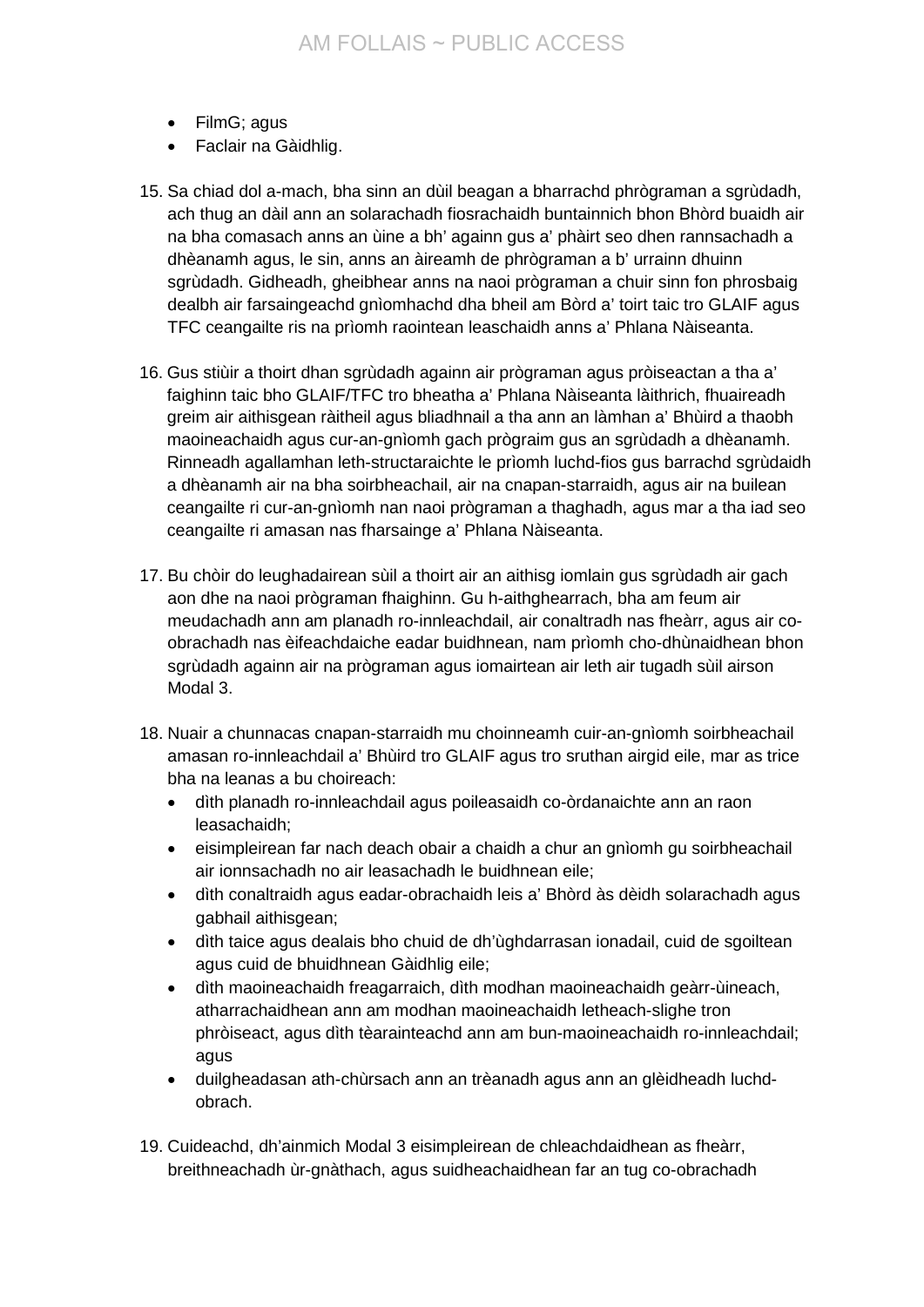- FilmG; agus
- Faclair na Gàidhlig.

15. Sa chiad dol a-mach, bha sinn an dùil beagan a bharrachd phrògraman a sgrùdadh, ach thug an dàil ann an solarachadh fiosrachaidh buntainnich bhon Bhòrd buaidh air na bha comasach anns an ùine a bh' againn gus a' phàirt seo dhen rannsachadh a dhèanamh agus, le sin, anns an àireamh de phrògraman a b' urrainn dhuinn sgrùdadh. Gidheadh, gheibhear anns na naoi prògraman a chuir sinn fon phrosbaig dealbh air farsaingeachd gnìomhachd dha bheil am Bòrd a' toirt taic tro GLAIF agus TFC ceangailte ris na prìomh raointean leaschaidh anns a' Phlana Nàiseanta.

16. Gus stiùir a thoirt dhan sgrùdadh againn air prògraman agus pròiseactan a tha a' faighinn taic bho GLAIF/TFC tro bheatha a' Phlana Nàiseanta làithrich, fhuaireadh greim air aithisgean ràitheil agus bliadhnail a tha ann an làmhan a' Bhùird a thaobh maoineachaidh agus cur-an-gnìomh gach prògraim gus an sgrùdadh a dhèanamh. Rinneadh agallamhan leth-structaraichte le prìomh luchd-fios gus barrachd sgrùdaidh a dhèanamh air na bha soirbheachail, air na cnapan-starraidh, agus air na builean ceangailte ri cur-an-gnìomh nan naoi prògraman a thaghadh, agus mar a tha iad seo ceangailte ri amasan nas fharsainge a' Phlana Nàiseanta.

17. Bu chòir do leughadairean sùil a thoirt air an aithisg iomlain gus sgrùdadh air gach aon dhe na naoi prògraman fhaighinn. Gu h-aithghearrach, bha am feum air meudachadh ann am planadh ro-innleachdail, air conaltradh nas fheàrr, agus air co-obrachadh nas èifeachdaiche eadar buidhnean, nam prìomh cho-dhùnaidhean bhon sgrùdadh againn air na prògraman agus iomairtean air leth air tugadh sùil airson Modal 3.

18. Nuair a chunnacas cnapan-starraidh mu choinneamh cuir-an-gnìomh soirbheachail amasan ro-innleachdail a' Bhùird tro GLAIF agus tro sruthan airgid eile, mar as trice bha na leanas a bu choireach:
    - dìth planadh ro-innleachdail agus poileasaidh co-òrdanaichte ann an raon leasachaidh;
    - eisimpleirean far nach deach obair a chaidh a chur an gnìomh gu soirbheachail air ionnsachadh no air leasachadh le buidhnean eile;
    - dìth conaltraidh agus eadar-obrachaidh leis a' Bhòrd às dèidh solarachadh agus gabhail aithisgean;
    - dìth taice agus dealais bho chuid de dh'ùghdarrasan ionadail, cuid de sgoiltean agus cuid de bhuidhnean Gàidhlig eile;
    - dìth maoineachaidh freagarraich, dìth modhan maoineachaidh geàrr-ùineach, atharrachaidhean ann am modhan maoineachaidh letheach-slighe tron phròiseact, agus dìth tèarainteachd ann am bun-maoineachaidh ro-innleachdail; agus
    - duilgheadasan ath-chùrsach ann an trèanadh agus ann an glèidheadh luchd-obrach.

19. Cuideachd, dh'ainmich Modal 3 eisimpleirean de chleachdaidhean as fheàrr, breithneachadh ùr-gnàthach, agus suidheachaidhean far an tug co-obrachadh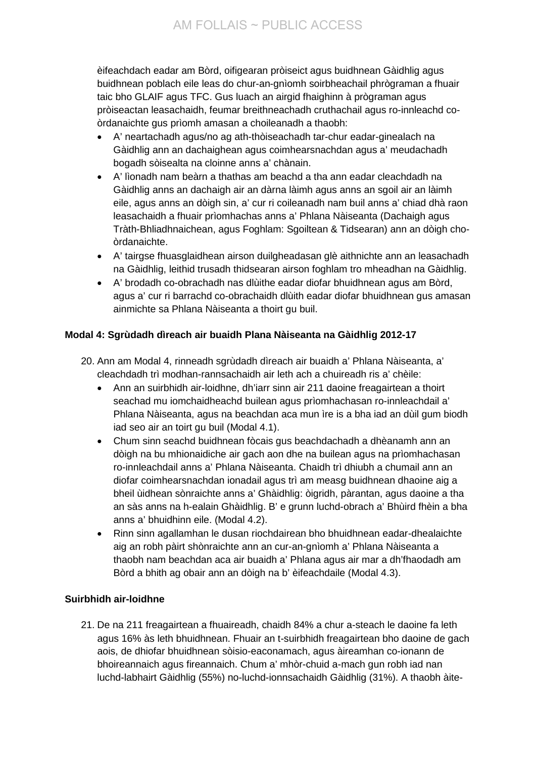èifeachdach eadar am Bòrd, oifigearan pròiseict agus buidhnean Gàidhlig agus buidhnean poblach eile leas do chur-an-gnìomh soirbheachail phrògraman a fhuair taic bho GLAIF agus TFC. Gus luach an airgid fhaighinn à prògraman agus pròiseactan leasachaidh, feumar breithneachadh cruthachail agus ro-innleachd co-òrdanaichte gus prìomh amasan a choileanadh a thaobh:

- A' neartachadh agus/no ag ath-thòiseachadh tar-chur eadar-ginealach na Gàidhlig ann an dachaighean agus coimhearsnachdan agus a' meudachadh bogadh sòisealta na cloinne anns a' chànain.
- A' lìonadh nam beàrn a thathas am beachd a tha ann eadar cleachdadh na Gàidhlig anns an dachaigh air an dàrna làimh agus anns an sgoil air an làimh eile, agus anns an dòigh sin, a' cur ri coileanadh nam buil anns a' chiad dhà raon leasachaidh a fhuair prìomhachas anns a' Phlana Nàiseanta (Dachaigh agus Tràth-Bhliadhnaichean, agus Foghlam: Sgoiltean & Tidsearan) ann an dòigh cho-òrdanaichte.
- A' tairgse fhuasglaidhean airson duilgheadasan glè aithnichte ann an leasachadh na Gàidhlig, leithid trusadh thidsearan airson foghlam tro mheadhan na Gàidhlig.
- A' brodadh co-obrachadh nas dlùithe eadar diofar bhuidhnean agus am Bòrd, agus a' cur ri barrachd co-obrachaidh dlùith eadar diofar bhuidhnean gus amasan ainmichte sa Phlana Nàiseanta a thoirt gu buil.

**Modal 4: Sgrùdadh dìreach air buaidh Plana Nàiseanta na Gàidhlig 2012-17**

20. Ann am Modal 4, rinneadh sgrùdadh dìreach air buaidh a' Phlana Nàiseanta, a' cleachdadh trì modhan-rannsachaidh air leth ach a chuireadh ris a' chèile:
    - Ann an suirbhidh air-loidhne, dh'iarr sinn air 211 daoine freagairtean a thoirt seachad mu iomchaidheachd builean agus prìomhachasan ro-innleachdail a' Phlana Nàiseanta, agus na beachdan aca mun ìre is a bha iad an dùil gum biodh iad seo air an toirt gu buil (Modal 4.1).
    - Chum sinn seachd buidhnean fòcais gus beachdachadh a dhèanamh ann an dòigh na bu mhionaidiche air gach aon dhe na builean agus na prìomhachasan ro-innleachdail anns a' Phlana Nàiseanta. Chaidh trì dhiubh a chumail ann an diofar coimhearsnachdan ionadail agus trì am measg buidhnean dhaoine aig a bheil ùidhean sònraichte anns a' Ghàidhlig: òigridh, pàrantan, agus daoine a tha an sàs anns na h-ealain Ghàidhlig. B' e grunn luchd-obrach a' Bhùird fhèin a bha anns a' bhuidhinn eile. (Modal 4.2).
    - Rinn sinn agallamhan le dusan riochdairean bho bhuidhnean eadar-dhealaichte aig an robh pàirt shònraichte ann an cur-an-gnìomh a' Phlana Nàiseanta a thaobh nam beachdan aca air buaidh a' Phlana agus air mar a dh'fhaodadh am Bòrd a bhith ag obair ann an dòigh na b' èifeachdaile (Modal 4.3).

**Suirbhidh air-loidhne**

21. De na 211 freagairtean a fhuaireadh, chaidh 84% a chur a-steach le daoine fa leth agus 16% às leth bhuidhnean. Fhuair an t-suirbhidh freagairtean bho daoine de gach aois, de dhiofar bhuidhnean sòisio-eaconamach, agus àireamhan co-ionann de bhoireannaich agus fireannaich. Chum a' mhòr-chuid a-mach gun robh iad nan luchd-labhairt Gàidhlig (55%) no-luchd-ionnsachaidh Gàidhlig (31%). A thaobh àite-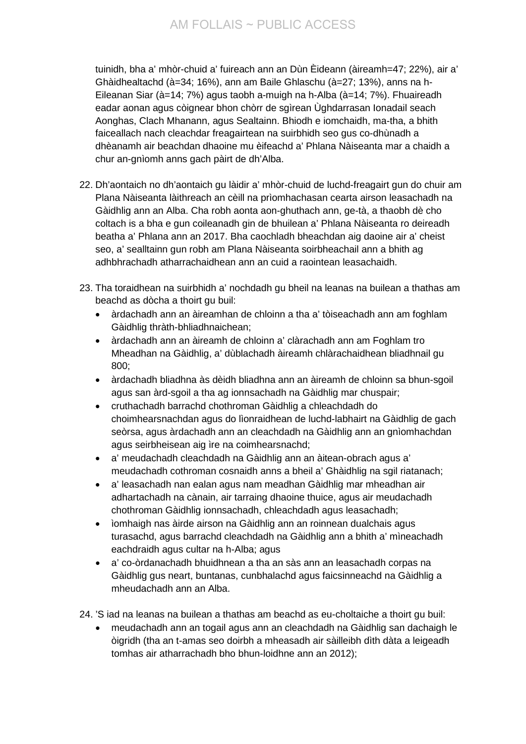tuinidh, bha a' mhòr-chuid a' fuireach ann an Dùn Èideann (àireamh=47; 22%), air a' Ghàidhealtachd (à=34; 16%), ann am Baile Ghlaschu (à=27; 13%), anns na h-Eileanan Siar (à=14; 7%) agus taobh a-muigh na h-Alba (à=14; 7%). Fhuaireadh eadar aonan agus còignear bhon chòrr de sgìrean Ùghdarrasan Ionadail seach Aonghas, Clach Mhanann, agus Sealtainn. Bhiodh e iomchaidh, ma-tha, a bhith faiceallach nach cleachdar freagairtean na suirbhidh seo gus co-dhùnadh a dhèanamh air beachdan dhaoine mu èifeachd a' Phlana Nàiseanta mar a chaidh a chur an-gnìomh anns gach pàirt de dh'Alba.

22. Dh'aontaich no dh'aontaich gu làidir a' mhòr-chuid de luchd-freagairt gun do chuir am Plana Nàiseanta làithreach an cèill na prìomhachasan cearta airson leasachadh na Gàidhlig ann an Alba. Cha robh aonta aon-ghuthach ann, ge-tà, a thaobh dè cho coltach is a bha e gun coileanadh gin de bhuilean a' Phlana Nàiseanta ro deireadh beatha a' Phlana ann an 2017. Bha caochladh bheachdan aig daoine air a' cheist seo, a' sealltainn gun robh am Plana Nàiseanta soirbheachail ann a bhith ag adhbhrachadh atharrachaidhean ann an cuid a raointean leasachaidh.

23. Tha toraidhean na suirbhidh a' nochdadh gu bheil na leanas na builean a thathas am beachd as dòcha a thoirt gu buil:
    - àrdachadh ann an àireamhan de chloinn a tha a' tòiseachadh ann am foghlam Gàidhlig thràth-bhliadhnaichean;
    - àrdachadh ann an àireamh de chloinn a' clàrachadh ann am Foghlam tro Mheadhan na Gàidhlig, a' dùblachadh àireamh chlàrachaidhean bliadhnail gu 800;
    - àrdachadh bliadhna às dèidh bliadhna ann an àireamh de chloinn sa bhun-sgoil agus san àrd-sgoil a tha ag ionnsachadh na Gàidhlig mar chuspair;
    - cruthachadh barrachd chothroman Gàidhlig a chleachdadh do choimhearsnachdan agus do lìonraidhean de luchd-labhairt na Gàidhlig de gach seòrsa, agus àrdachadh ann an cleachdadh na Gàidhlig ann an gnìomhachdan agus seirbheisean aig ìre na coimhearsnachd;
    - a' meudachadh cleachdadh na Gàidhlig ann an àitean-obrach agus a' meudachadh cothroman cosnaidh anns a bheil a' Ghàidhlig na sgil riatanach;
    - a' leasachadh nan ealan agus nam meadhan Gàidhlig mar mheadhan air adhartachadh na cànain, air tarraing dhaoine thuice, agus air meudachadh chothroman Gàidhlig ionnsachadh, chleachdadh agus leasachadh;
    - ìomhaigh nas àirde airson na Gàidhlig ann an roinnean dualchais agus turasachd, agus barrachd cleachdadh na Gàidhlig ann a bhith a' mìneachadh eachdraidh agus cultar na h-Alba; agus
    - a' co-òrdanachadh bhuidhnean a tha an sàs ann an leasachadh corpas na Gàidhlig gus neart, buntanas, cunbhalachd agus faicsinneachd na Gàidhlig a mheudachadh ann an Alba.

24. 'S iad na leanas na builean a thathas am beachd as eu-choltaiche a thoirt gu buil:
    - meudachadh ann an togail agus ann an cleachdadh na Gàidhlig san dachaigh le òigridh (tha an t-amas seo doirbh a mheasadh air sàilleibh dìth dàta a leigeadh tomhas air atharrachadh bho bhun-loidhne ann an 2012);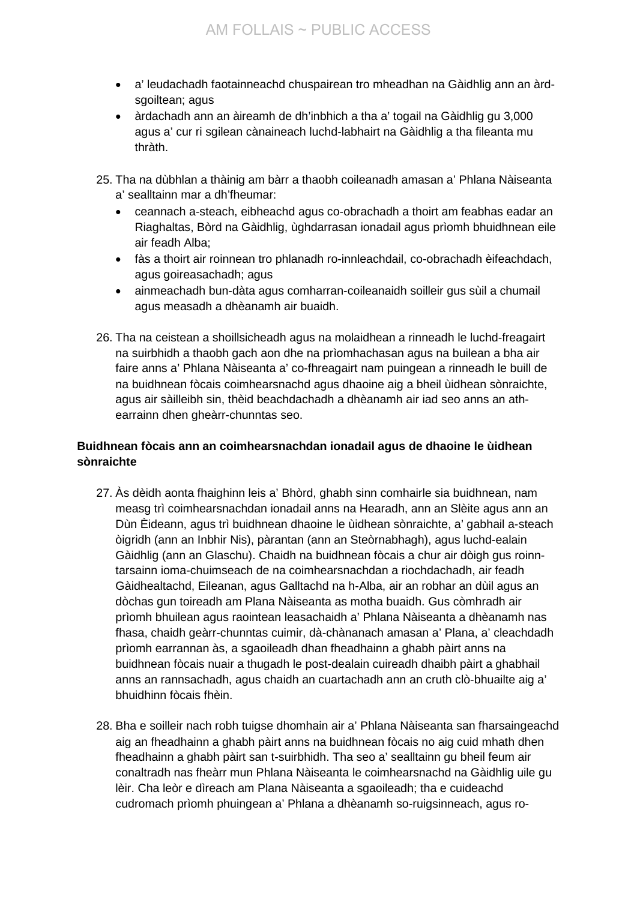- a' leudachadh faotainneachd chuspairean tro mheadhan na Gàidhlig ann an àrd-sgoiltean; agus
- àrdachadh ann an àireamh de dh'inbhich a tha a' togail na Gàidhlig gu 3,000 agus a' cur ri sgilean cànaineach luchd-labhairt na Gàidhlig a tha fileanta mu thràth.

25. Tha na dùbhlan a thàinig am bàrr a thaobh coileanadh amasan a' Phlana Nàiseanta a' sealltainn mar a dh'fheumar:
    - ceannach a-steach, eibheachd agus co-obrachadh a thoirt am feabhas eadar an Riaghaltas, Bòrd na Gàidhlig, ùghdarrasan ionadail agus prìomh bhuidhnean eile air feadh Alba;
    - fàs a thoirt air roinnean tro phlanadh ro-innleachdail, co-obrachadh èifeachdach, agus goireasachadh; agus
    - ainmeachadh bun-dàta agus comharran-coileanaidh soilleir gus sùil a chumail agus measadh a dhèanamh air buaidh.

26. Tha na ceistean a shoillsicheadh agus na molaidhean a rinneadh le luchd-freagairt na suirbhidh a thaobh gach aon dhe na prìomhachasan agus na builean a bha air faire anns a' Phlana Nàiseanta a' co-fhreagairt nam puingean a rinneadh le buill de na buidhnean fòcais coimhearsnachd agus dhaoine aig a bheil ùidhean sònraichte, agus air sàilleibh sin, thèid beachdachadh a dhèanamh air iad seo anns an ath-earrainn dhen gheàrr-chunntas seo.

**Buidhnean fòcais ann an coimhearsnachdan ionadail agus de dhaoine le ùidhean sònraichte**

27. Às dèidh aonta fhaighinn leis a' Bhòrd, ghabh sinn comhairle sia buidhnean, nam measg trì coimhearsnachdan ionadail anns na Hearadh, ann an Slèite agus ann an Dùn Èideann, agus trì buidhnean dhaoine le ùidhean sònraichte, a' gabhail a-steach òigridh (ann an Inbhir Nis), pàrantan (ann an Steòrnabhagh), agus luchd-ealain Gàidhlig (ann an Glaschu). Chaidh na buidhnean fòcais a chur air dòigh gus roinn-tarsainn ioma-chuimseach de na coimhearsnachdan a riochdachadh, air feadh Gàidhealtachd, Eileanan, agus Galltachd na h-Alba, air an robhar an dùil agus an dòchas gun toireadh am Plana Nàiseanta as motha buaidh. Gus còmhradh air prìomh bhuilean agus raointean leasachaidh a' Phlana Nàiseanta a dhèanamh nas fhasa, chaidh geàrr-chunntas cuimir, dà-chànanach amasan a' Plana, a' cleachdadh prìomh earrannan às, a sgaoileadh dhan fheadhainn a ghabh pàirt anns na buidhnean fòcais nuair a thugadh le post-dealain cuireadh dhaibh pàirt a ghabhail anns an rannsachadh, agus chaidh an cuartachadh ann an cruth clò-bhuailte aig a' bhuidhinn fòcais fhèin.

28. Bha e soilleir nach robh tuigse dhomhain air a' Phlana Nàiseanta san fharsaingeachd aig an fheadhainn a ghabh pàirt anns na buidhnean fòcais no aig cuid mhath dhen fheadhainn a ghabh pàirt san t-suirbhidh. Tha seo a' sealltainn gu bheil feum air conaltradh nas fheàrr mun Phlana Nàiseanta le coimhearsnachd na Gàidhlig uile gu lèir. Cha leòr e dìreach am Plana Nàiseanta a sgaoileadh; tha e cuideachd cudromach prìomh phuingean a' Phlana a dhèanamh so-ruigsinneach, agus ro-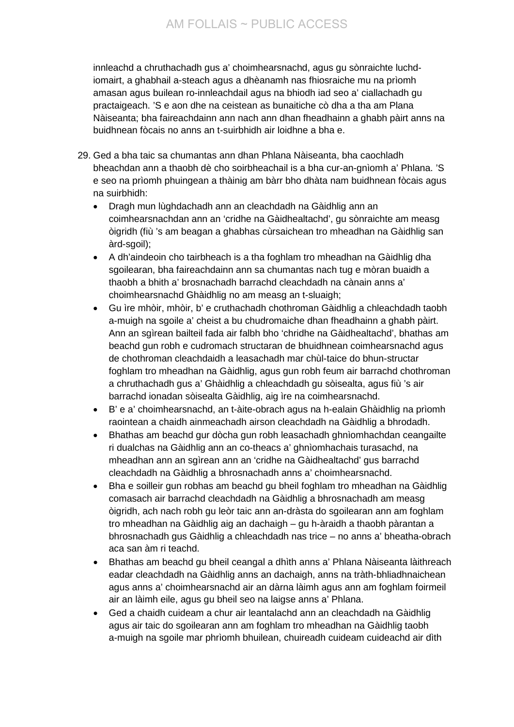innleachd a chruthachadh gus a' choimhearsnachd, agus gu sònraichte luchd-iomairt, a ghabhail a-steach agus a dhèanamh nas fhiosraiche mu na prìomh amasan agus builean ro-innleachdail agus na bhiodh iad seo a' ciallachadh gu practaigeach. 'S e aon dhe na ceistean as bunaitiche cò dha a tha am Plana Nàiseanta; bha faireachdainn ann nach ann dhan fheadhainn a ghabh pàirt anns na buidhnean fòcais no anns an t-suirbhidh air loidhne a bha e.

29. Ged a bha taic sa chumantas ann dhan Phlana Nàiseanta, bha caochladh bheachdan ann a thaobh dè cho soirbheachail is a bha cur-an-gnìomh a' Phlana. 'S e seo na prìomh phuingean a thàinig am bàrr bho dhàta nam buidhnean fòcais agus na suirbhidh:
    - Dragh mun lùghdachadh ann an cleachdadh na Gàidhlig ann an coimhearsnachdan ann an 'cridhe na Gàidhealtachd', gu sònraichte am measg òigridh (fiù 's am beagan a ghabhas cùrsaichean tro mheadhan na Gàidhlig san àrd-sgoil);
    - A dh'aindeoin cho tairbheach is a tha foghlam tro mheadhan na Gàidhlig dha sgoilearan, bha faireachdainn ann sa chumantas nach tug e mòran buaidh a thaobh a bhith a' brosnachadh barrachd cleachdadh na cànain anns a' choimhearsnachd Ghàidhlig no am measg an t-sluaigh;
    - Gu ìre mhòir, mhòir, b' e cruthachadh chothroman Gàidhlig a chleachdadh taobh a-muigh na sgoile a' cheist a bu chudromaiche dhan fheadhainn a ghabh pàirt. Ann an sgìrean bailteil fada air falbh bho 'chridhe na Gàidhealtachd', bhathas am beachd gun robh e cudromach structaran de bhuidhnean coimhearsnachd agus de chothroman cleachdaidh a leasachadh mar chùl-taice do bhun-structar foghlam tro mheadhan na Gàidhlig, agus gun robh feum air barrachd chothroman a chruthachadh gus a' Ghàidhlig a chleachdadh gu sòisealta, agus fiù 's air barrachd ionadan sòisealta Gàidhlig, aig ìre na coimhearsnachd.
    - B' e a' choimhearsnachd, an t-àite-obrach agus na h-ealain Ghàidhlig na prìomh raointean a chaidh ainmeachadh airson cleachdadh na Gàidhlig a bhrodadh.
    - Bhathas am beachd gur dòcha gun robh leasachadh ghnìomhachdan ceangailte ri dualchas na Gàidhlig ann an co-theacs a' ghnìomhachais turasachd, na mheadhan ann an sgìrean ann an 'cridhe na Gàidhealtachd' gus barrachd cleachdadh na Gàidhlig a bhrosnachadh anns a' choimhearsnachd.
    - Bha e soilleir gun robhas am beachd gu bheil foghlam tro mheadhan na Gàidhlig comasach air barrachd cleachdadh na Gàidhlig a bhrosnachadh am measg òigridh, ach nach robh gu leòr taic ann an-dràsta do sgoilearan ann am foghlam tro mheadhan na Gàidhlig aig an dachaigh – gu h-àraidh a thaobh pàrantan a bhrosnachadh gus Gàidhlig a chleachdadh nas trice – no anns a' bheatha-obrach aca san àm ri teachd.
    - Bhathas am beachd gu bheil ceangal a dhìth anns a' Phlana Nàiseanta làithreach eadar cleachdadh na Gàidhlig anns an dachaigh, anns na tràth-bhliadhnaichean agus anns a' choimhearsnachd air an dàrna làimh agus ann am foghlam foirmeil air an làimh eile, agus gu bheil seo na laigse anns a' Phlana.
    - Ged a chaidh cuideam a chur air leantalachd ann an cleachdadh na Gàidhlig agus air taic do sgoilearan ann am foghlam tro mheadhan na Gàidhlig taobh a-muigh na sgoile mar phrìomh bhuilean, chuireadh cuideam cuideachd air dìth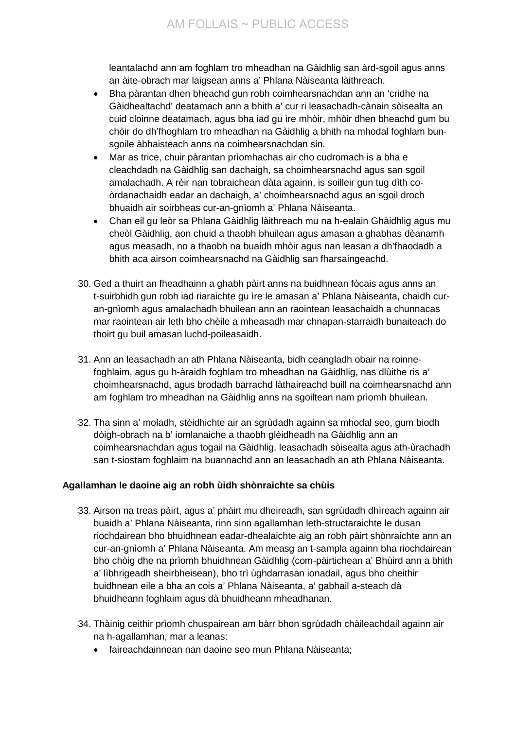leantalachd ann am foghlam tro mheadhan na Gàidhlig san àrd-sgoil agus anns an àite-obrach mar laigsean anns a' Phlana Nàiseanta làithreach.

- Bha pàrantan dhen bheachd gun robh coimhearsnachdan ann an 'cridhe na Gàidhealtachd' deatamach ann a bhith a' cur ri leasachadh-cànain sòisealta an cuid cloinne deatamach, agus bha iad gu ìre mhòir, mhòir dhen bheachd gum bu chòir do dh'fhoghlam tro mheadhan na Gàidhlig a bhith na mhodal foghlam bun-sgoile àbhaisteach anns na coimhearsnachdan sin.
- Mar as trice, chuir pàrantan prìomhachas air cho cudromach is a bha e cleachdadh na Gàidhlig san dachaigh, sa choimhearsnachd agus san sgoil amalachadh. A rèir nan tobraichean dàta againn, is soilleir gun tug dìth co-òrdanachaidh eadar an dachaigh, a' choimhearsnachd agus an sgoil droch bhuaidh air soirbheas cur-an-gnìomh a' Phlana Nàiseanta.
- Chan eil gu leòr sa Phlana Gàidhlig làithreach mu na h-ealain Ghàidhlig agus mu cheòl Gàidhlig, aon chuid a thaobh bhuilean agus amasan a ghabhas dèanamh agus measadh, no a thaobh na buaidh mhòir agus nan leasan a dh'fhaodadh a bhith aca airson coimhearsnachd na Gàidhlig san fharsaingeachd.

30. Ged a thuirt an fheadhainn a ghabh pàirt anns na buidhnean fòcais agus anns an t-suirbhidh gun robh iad riaraichte gu ìre le amasan a' Phlana Nàiseanta, chaidh cur-an-gnìomh agus amalachadh bhuilean ann an raointean leasachaidh a chunnacas mar raointean air leth bho chèile a mheasadh mar chnapan-starraidh bunaiteach do thoirt gu buil amasan luchd-poileasaidh.

31. Ann an leasachadh an ath Phlana Nàiseanta, bidh ceangladh obair na roinne-foghlaim, agus gu h-àraidh foghlam tro mheadhan na Gàidhlig, nas dlùithe ris a' choimhearsnachd, agus brodadh barrachd làthaireachd buill na coimhearsnachd ann am foghlam tro mheadhan na Gàidhlig anns na sgoiltean nam prìomh bhuilean.

32. Tha sinn a' moladh, stèidhichte air an sgrùdadh againn sa mhodal seo, gum biodh dòigh-obrach na b' iomlanaiche a thaobh glèidheadh na Gàidhlig ann an coimhearsnachdan agus togail na Gàidhlig, leasachadh sòisealta agus ath-ùrachadh san t-siostam foghlaim na buannachd ann an leasachadh an ath Phlana Nàiseanta.

**Agallamhan le daoine aig an robh ùidh shònraichte sa chùis**

33. Airson na treas pàirt, agus a' phàirt mu dheireadh, san sgrùdadh dhìreach againn air buaidh a' Phlana Nàiseanta, rinn sinn agallamhan leth-structaraichte le dusan riochdairean bho bhuidhnean eadar-dhealaichte aig an robh pàirt shònraichte ann an cur-an-gnìomh a' Phlana Nàiseanta. Am measg an t-sampla againn bha riochdairean bho chòig dhe na prìomh bhuidhnean Gàidhlig (com-pàirtichean a' Bhùird ann a bhith a' lìbhrigeadh sheirbheisean), bho trì ùghdarrasan ionadail, agus bho cheithir buidhnean eile a bha an cois a' Phlana Nàiseanta, a' gabhail a-steach dà bhuidheann foghlaim agus dà bhuidheann mheadhanan.

34. Thàinig ceithir prìomh chuspairean am bàrr bhon sgrùdadh chàileachdail againn air na h-agallamhan, mar a leanas:

- faireachdainnean nan daoine seo mun Phlana Nàiseanta;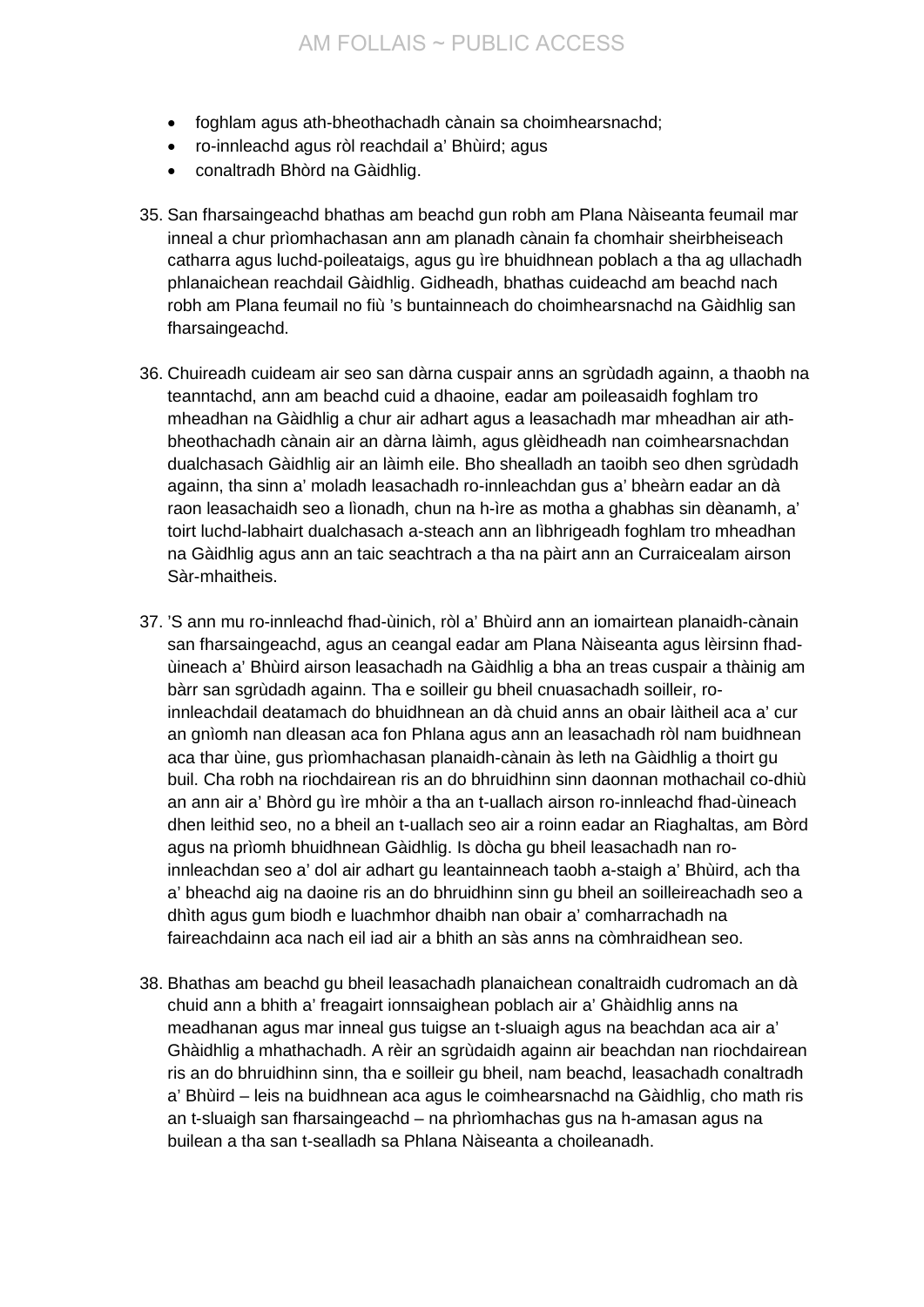- foghlam agus ath-bheothachadh cànain sa choimhearsnachd;
- ro-innleachd agus ròl reachdail a' Bhùird; agus
- conaltradh Bhòrd na Gàidhlig.

35. San fharsaingeachd bhathas am beachd gun robh am Plana Nàiseanta feumail mar inneal a chur prìomhachasan ann am planadh cànain fa chomhair sheirbheiseach catharra agus luchd-poileataigs, agus gu ìre bhuidhnean poblach a tha ag ullachadh phlanaichean reachdail Gàidhlig. Gidheadh, bhathas cuideachd am beachd nach robh am Plana feumail no fiù 's buntainneach do choimhearsnachd na Gàidhlig san fharsaingeachd.

36. Chuireadh cuideam air seo san dàrna cuspair anns an sgrùdadh againn, a thaobh na teanntachd, ann am beachd cuid a dhaoine, eadar am poileasaidh foghlam tro mheadhan na Gàidhlig a chur air adhart agus a leasachadh mar mheadhan air ath-bheothachadh cànain air an dàrna làimh, agus glèidheadh nan coimhearsnachdan dualchasach Gàidhlig air an làimh eile. Bho shealladh an taoibh seo dhen sgrùdadh againn, tha sinn a' moladh leasachadh ro-innleachdan gus a' bheàrn eadar an dà raon leasachaidh seo a lìonadh, chun na h-ìre as motha a ghabhas sin dèanamh, a' toirt luchd-labhairt dualchasach a-steach ann an lìbhrigeadh foghlam tro mheadhan na Gàidhlig agus ann an taic seachtrach a tha na pàirt ann an Curraicealam airson Sàr-mhaitheis.

37. 'S ann mu ro-innleachd fhad-ùinich, ròl a' Bhùird ann an iomairtean planaidh-cànain san fharsaingeachd, agus an ceangal eadar am Plana Nàiseanta agus lèirsinn fhad-ùineach a' Bhùird airson leasachadh na Gàidhlig a bha an treas cuspair a thàinig am bàrr san sgrùdadh againn. Tha e soilleir gu bheil cnuasachadh soilleir, ro-innleachdail deatamach do bhuidhnean an dà chuid anns an obair làitheil aca a' cur an gnìomh nan dleasan aca fon Phlana agus ann an leasachadh ròl nam buidhnean aca thar ùine, gus prìomhachasan planaidh-cànain às leth na Gàidhlig a thoirt gu buil. Cha robh na riochdairean ris an do bhruidhinn sinn daonnan mothachail co-dhiù an ann air a' Bhòrd gu ìre mhòir a tha an t-uallach airson ro-innleachd fhad-ùineach dhen leithid seo, no a bheil an t-uallach seo air a roinn eadar an Riaghaltas, am Bòrd agus na prìomh bhuidhnean Gàidhlig. Is dòcha gu bheil leasachadh nan ro-innleachdan seo a' dol air adhart gu leantainneach taobh a-staigh a' Bhùird, ach tha a' bheachd aig na daoine ris an do bhruidhinn sinn gu bheil an soilleireachadh seo a dhìth agus gum biodh e luachmhor dhaibh nan obair a' comharrachadh na faireachdainn aca nach eil iad air a bhith an sàs anns na còmhraidhean seo.

38. Bhathas am beachd gu bheil leasachadh planaichean conaltraidh cudromach an dà chuid ann a bhith a' freagairt ionnsaighean poblach air a' Ghàidhlig anns na meadhanan agus mar inneal gus tuigse an t-sluaigh agus na beachdan aca air a' Ghàidhlig a mhathachadh. A rèir an sgrùdaidh againn air beachdan nan riochdairean ris an do bhruidhinn sinn, tha e soilleir gu bheil, nam beachd, leasachadh conaltradh a' Bhùird – leis na buidhnean aca agus le coimhearsnachd na Gàidhlig, cho math ris an t-sluaigh san fharsaingeachd – na phrìomhachas gus na h-amasan agus na builean a tha san t-sealladh sa Phlana Nàiseanta a choileanadh.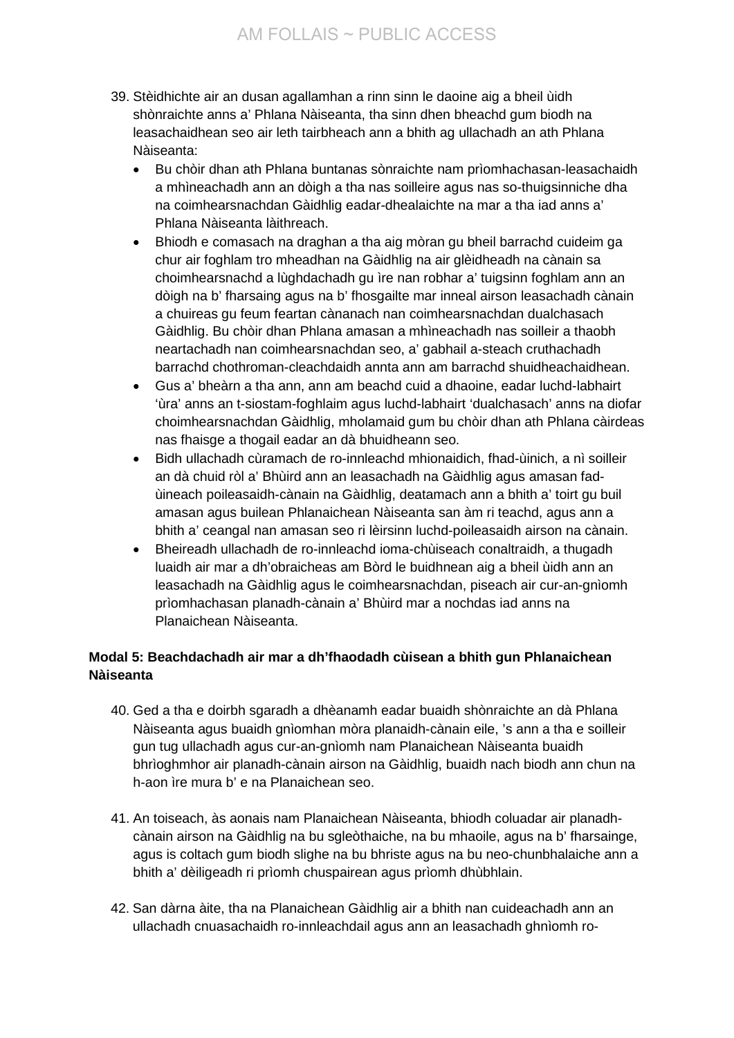39. Stèidhichte air an dusan agallamhan a rinn sinn le daoine aig a bheil ùidh shònraichte anns a' Phlana Nàiseanta, tha sinn dhen bheachd gum biodh na leasachaidhean seo air leth tairbheach ann a bhith ag ullachadh an ath Phlana Nàiseanta:
    - Bu chòir dhan ath Phlana buntanas sònraichte nam prìomhachasan-leasachaidh a mhìneachadh ann an dòigh a tha nas soilleire agus nas so-thuigsinniche dha na coimhearsnachdan Gàidhlig eadar-dhealaichte na mar a tha iad anns a' Phlana Nàiseanta làithreach.
    - Bhiodh e comasach na draghan a tha aig mòran gu bheil barrachd cuideim ga chur air foghlam tro mheadhan na Gàidhlig na air glèidheadh na cànain sa choimhearsnachd a lùghdachadh gu ìre nan robhar a' tuigsinn foghlam ann an dòigh na b' fharsaing agus na b' fhosgailte mar inneal airson leasachadh cànain a chuireas gu feum feartan cànanach nan coimhearsnachdan dualchasach Gàidhlig. Bu chòir dhan Phlana amasan a mhìneachadh nas soilleir a thaobh neartachadh nan coimhearsnachdan seo, a' gabhail a-steach cruthachadh barrachd chothroman-cleachdaidh annta ann am barrachd shuidheachaidhean.
    - Gus a' bheàrn a tha ann, ann am beachd cuid a dhaoine, eadar luchd-labhairt 'ùra' anns an t-siostam-foghlaim agus luchd-labhairt 'dualchasach' anns na diofar choimhearsnachdan Gàidhlig, mholamaid gum bu chòir dhan ath Phlana càirdeas nas fhaisge a thogail eadar an dà bhuidheann seo.
    - Bidh ullachadh cùramach de ro-innleachd mhionaidich, fhad-ùinich, a nì soilleir an dà chuid ròl a' Bhùird ann an leasachadh na Gàidhlig agus amasan fad-ùineach poileasaidh-cànain na Gàidhlig, deatamach ann a bhith a' toirt gu buil amasan agus builean Phlanaichean Nàiseanta san àm ri teachd, agus ann a bhith a' ceangal nan amasan seo ri lèirsinn luchd-poileasaidh airson na cànain.
    - Bheireadh ullachadh de ro-innleachd ioma-chùiseach conaltraidh, a thugadh luaidh air mar a dh'obraicheas am Bòrd le buidhnean aig a bheil ùidh ann an leasachadh na Gàidhlig agus le coimhearsnachdan, piseach air cur-an-gnìomh prìomhachasan planadh-cànain a' Bhùird mar a nochdas iad anns na Planaichean Nàiseanta.

**Modal 5: Beachdachadh air mar a dh'fhaodadh cùisean a bhith gun Phlanaichean Nàiseanta**

40. Ged a tha e doirbh sgaradh a dhèanamh eadar buaidh shònraichte an dà Phlana Nàiseanta agus buaidh gnìomhan mòra planaidh-cànain eile, 's ann a tha e soilleir gun tug ullachadh agus cur-an-gnìomh nam Planaichean Nàiseanta buaidh bhrìoghmhor air planadh-cànain airson na Gàidhlig, buaidh nach biodh ann chun na h-aon ìre mura b' e na Planaichean seo.

41. An toiseach, às aonais nam Planaichean Nàiseanta, bhiodh coluadar air planadh-cànain airson na Gàidhlig na bu sgleòthaiche, na bu mhaoile, agus na b' fharsainge, agus is coltach gum biodh slighe na bu bhriste agus na bu neo-chunbhalaiche ann a bhith a' dèiligeadh ri prìomh chuspairean agus prìomh dhùbhlain.

42. San dàrna àite, tha na Planaichean Gàidhlig air a bhith nan cuideachadh ann an ullachadh cnuasachaidh ro-innleachdail agus ann an leasachadh ghnìomh ro-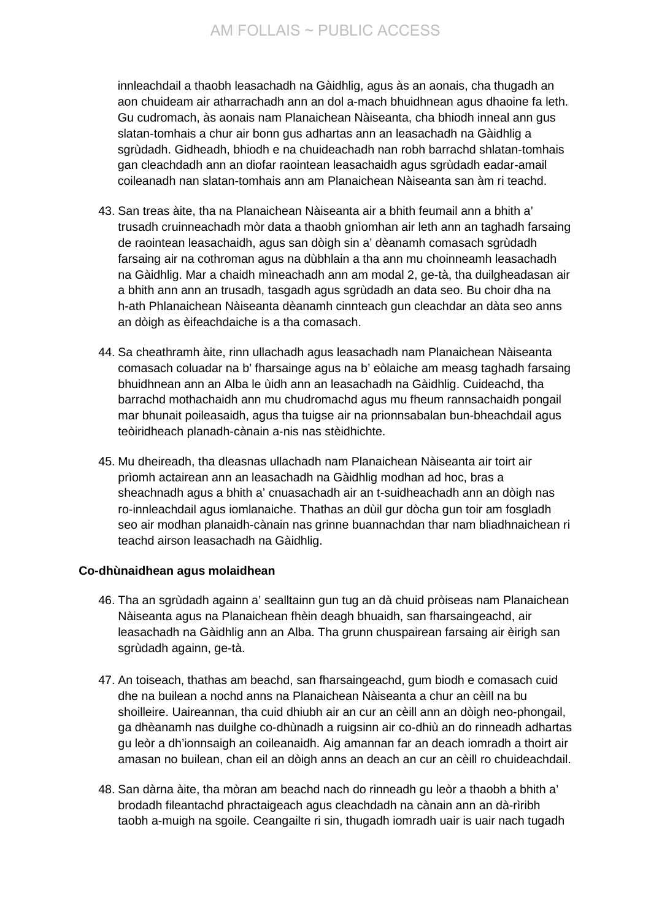innleachdail a thaobh leasachadh na Gàidhlig, agus às an aonais, cha thugadh an aon chuideam air atharrachadh ann an dol a-mach bhuidhnean agus dhaoine fa leth. Gu cudromach, às aonais nam Planaichean Nàiseanta, cha bhiodh inneal ann gus slatan-tomhais a chur air bonn gus adhartas ann an leasachadh na Gàidhlig a sgrùdadh. Gidheadh, bhiodh e na chuideachadh nan robh barrachd shlatan-tomhais gan cleachdadh ann an diofar raointean leasachaidh agus sgrùdadh eadar-amail coileanadh nan slatan-tomhais ann am Planaichean Nàiseanta san àm ri teachd.

43. San treas àite, tha na Planaichean Nàiseanta air a bhith feumail ann a bhith a' trusadh cruinneachadh mòr data a thaobh gnìomhan air leth ann an taghadh farsaing de raointean leasachaidh, agus san dòigh sin a' dèanamh comasach sgrùdadh farsaing air na cothroman agus na dùbhlain a tha ann mu choinneamh leasachadh na Gàidhlig. Mar a chaidh mìneachadh ann am modal 2, ge-tà, tha duilgheadasan air a bhith ann ann an trusadh, tasgadh agus sgrùdadh an data seo. Bu choir dha na h-ath Phlanaichean Nàiseanta dèanamh cinnteach gun cleachdar an dàta seo anns an dòigh as èifeachdaiche is a tha comasach.

44. Sa cheathramh àite, rinn ullachadh agus leasachadh nam Planaichean Nàiseanta comasach coluadar na b' fharsainge agus na b' eòlaiche am measg taghadh farsaing bhuidhnean ann an Alba le ùidh ann an leasachadh na Gàidhlig. Cuideachd, tha barrachd mothachaidh ann mu chudromachd agus mu fheum rannsachaidh pongail mar bhunait poileasaidh, agus tha tuigse air na prionnsabalan bun-bheachdail agus teòiridheach planadh-cànain a-nis nas stèidhichte.

45. Mu dheireadh, tha dleasnas ullachadh nam Planaichean Nàiseanta air toirt air prìomh actairean ann an leasachadh na Gàidhlig modhan ad hoc, bras a sheachnadh agus a bhith a' cnuasachadh air an t-suidheachadh ann an dòigh nas ro-innleachdail agus iomlanaiche. Thathas an dùil gur dòcha gun toir am fosgladh seo air modhan planaidh-cànain nas grinne buannachdan thar nam bliadhnaichean ri teachd airson leasachadh na Gàidhlig.

**Co-dhùnaidhean agus molaidhean**

46. Tha an sgrùdadh againn a' sealltainn gun tug an dà chuid pròiseas nam Planaichean Nàiseanta agus na Planaichean fhèin deagh bhuaidh, san fharsaingeachd, air leasachadh na Gàidhlig ann an Alba. Tha grunn chuspairean farsaing air èirigh san sgrùdadh againn, ge-tà.

47. An toiseach, thathas am beachd, san fharsaingeachd, gum biodh e comasach cuid dhe na builean a nochd anns na Planaichean Nàiseanta a chur an cèill na bu shoilleire. Uaireannan, tha cuid dhiubh air an cur an cèill ann an dòigh neo-phongail, ga dhèanamh nas duilghe co-dhùnadh a ruigsinn air co-dhiù an do rinneadh adhartas gu leòr a dh'ionnsaigh an coileanaidh. Aig amannan far an deach iomradh a thoirt air amasan no builean, chan eil an dòigh anns an deach an cur an cèill ro chuideachdail.

48. San dàrna àite, tha mòran am beachd nach do rinneadh gu leòr a thaobh a bhith a' brodadh fileantachd phractaigeach agus cleachdadh na cànain ann an dà-rìribh taobh a-muigh na sgoile. Ceangailte ri sin, thugadh iomradh uair is uair nach tugadh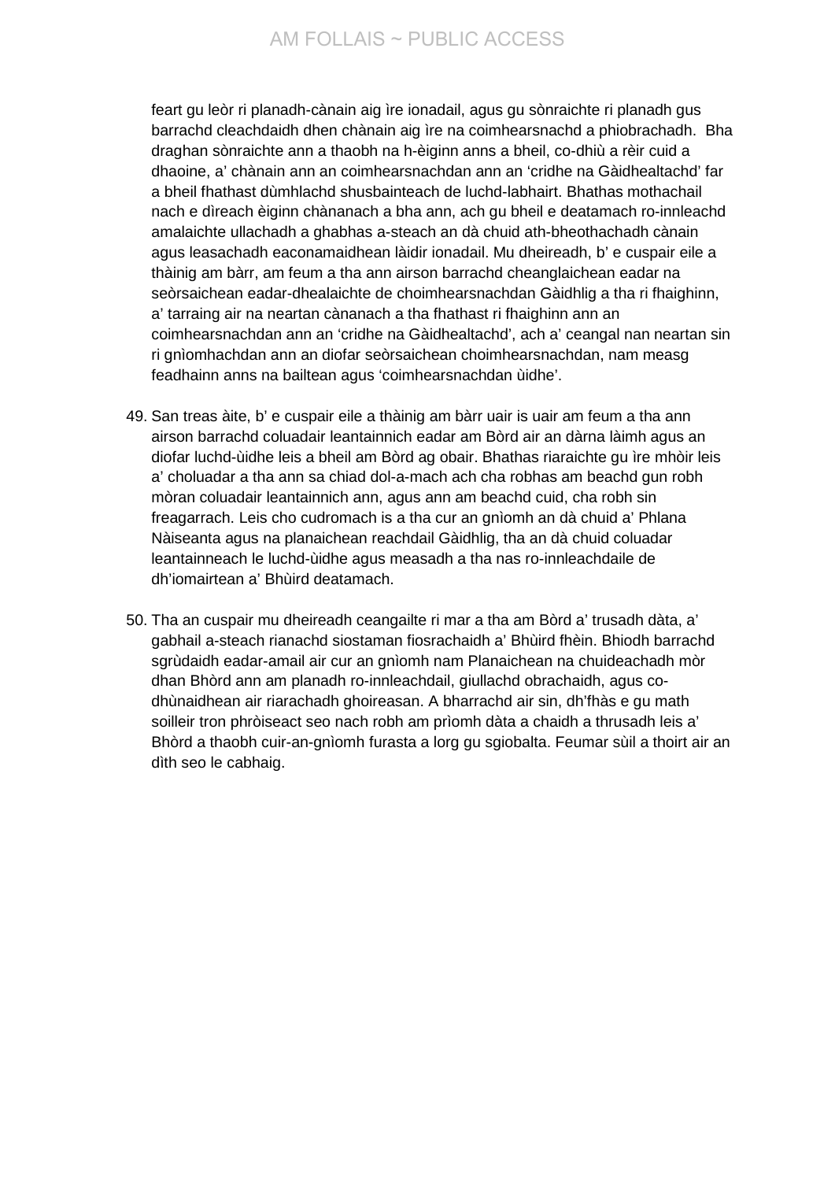feart gu leòr ri planadh-cànain aig ìre ionadail, agus gu sònraichte ri planadh gus barrachd cleachdaidh dhen chànain aig ìre na coimhearsnachd a phiobrachadh. Bha draghan sònraichte ann a thaobh na h-èiginn anns a bheil, co-dhiù a rèir cuid a dhaoine, a' chànain ann an coimhearsnachdan ann an 'cridhe na Gàidhealtachd' far a bheil fhathast dùmhlachd shusbainteach de luchd-labhairt. Bhathas mothachail nach e dìreach èiginn chànanach a bha ann, ach gu bheil e deatamach ro-innleachd amalaichte ullachadh a ghabhas a-steach an dà chuid ath-bheothachadh cànain agus leasachadh eaconamaidhean làidir ionadail. Mu dheireadh, b' e cuspair eile a thàinig am bàrr, am feum a tha ann airson barrachd cheanglaichean eadar na seòrsaichean eadar-dhealaichte de choimhearsnachdan Gàidhlig a tha ri fhaighinn, a' tarraing air na neartan cànanach a tha fhathast ri fhaighinn ann an coimhearsnachdan ann an 'cridhe na Gàidhealtachd', ach a' ceangal nan neartan sin ri gnìomhachdan ann an diofar seòrsaichean choimhearsnachdan, nam measg feadhainn anns na bailtean agus 'coimhearsnachdan ùidhe'.

49. San treas àite, b' e cuspair eile a thàinig am bàrr uair is uair am feum a tha ann airson barrachd coluadair leantainnich eadar am Bòrd air an dàrna làimh agus an diofar luchd-ùidhe leis a bheil am Bòrd ag obair. Bhathas riaraichte gu ìre mhòir leis a' choluadar a tha ann sa chiad dol-a-mach ach cha robhas am beachd gun robh mòran coluadair leantainnich ann, agus ann am beachd cuid, cha robh sin freagarrach. Leis cho cudromach is a tha cur an gnìomh an dà chuid a' Phlana Nàiseanta agus na planaichean reachdail Gàidhlig, tha an dà chuid coluadar leantainneach le luchd-ùidhe agus measadh a tha nas ro-innleachdaile de dh'iomairtean a' Bhùird deatamach.

50. Tha an cuspair mu dheireadh ceangailte ri mar a tha am Bòrd a' trusadh dàta, a' gabhail a-steach rianachd siostaman fiosrachaidh a' Bhùird fhèin. Bhiodh barrachd sgrùdaidh eadar-amail air cur an gnìomh nam Planaichean na chuideachadh mòr dhan Bhòrd ann am planadh ro-innleachdail, giullachd obrachaidh, agus co-dhùnaidhean air riarachadh ghoireasan. A bharrachd air sin, dh'fhàs e gu math soilleir tron phròiseact seo nach robh am prìomh dàta a chaidh a thrusadh leis a' Bhòrd a thaobh cuir-an-gnìomh furasta a lorg gu sgiobalta. Feumar sùil a thoirt air an dìth seo le cabhaig.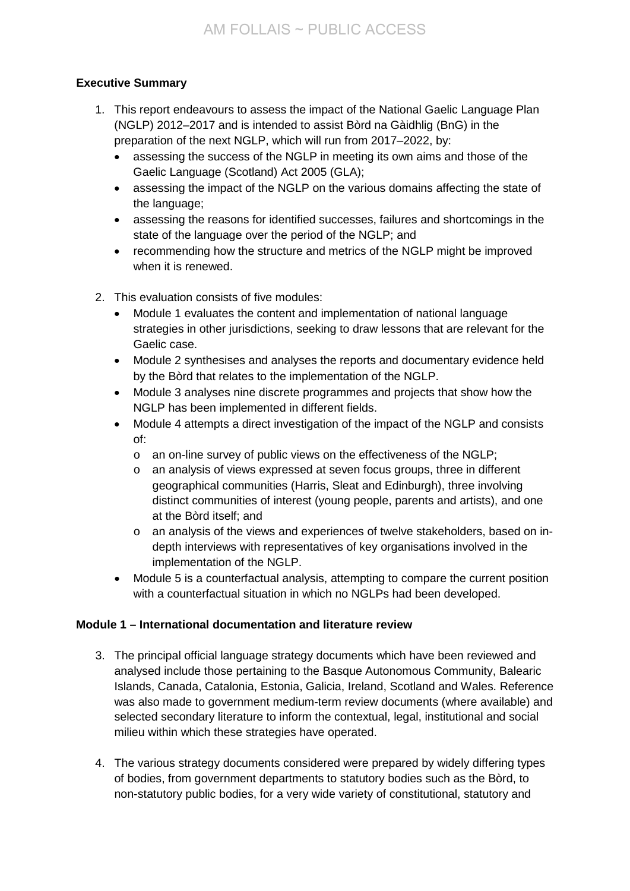**Executive Summary**

1. This report endeavours to assess the impact of the National Gaelic Language Plan (NGLP) 2012–2017 and is intended to assist Bòrd na Gàidhlig (BnG) in the preparation of the next NGLP, which will run from 2017–2022, by:
   - assessing the success of the NGLP in meeting its own aims and those of the Gaelic Language (Scotland) Act 2005 (GLA);
   - assessing the impact of the NGLP on the various domains affecting the state of the language;
   - assessing the reasons for identified successes, failures and shortcomings in the state of the language over the period of the NGLP; and
   - recommending how the structure and metrics of the NGLP might be improved when it is renewed.

2. This evaluation consists of five modules:
   - Module 1 evaluates the content and implementation of national language strategies in other jurisdictions, seeking to draw lessons that are relevant for the Gaelic case.
   - Module 2 synthesises and analyses the reports and documentary evidence held by the Bòrd that relates to the implementation of the NGLP.
   - Module 3 analyses nine discrete programmes and projects that show how the NGLP has been implemented in different fields.
   - Module 4 attempts a direct investigation of the impact of the NGLP and consists of:
     - an on-line survey of public views on the effectiveness of the NGLP;
     - an analysis of views expressed at seven focus groups, three in different geographical communities (Harris, Sleat and Edinburgh), three involving distinct communities of interest (young people, parents and artists), and one at the Bòrd itself; and
     - an analysis of the views and experiences of twelve stakeholders, based on in-depth interviews with representatives of key organisations involved in the implementation of the NGLP.
   - Module 5 is a counterfactual analysis, attempting to compare the current position with a counterfactual situation in which no NGLPs had been developed.

**Module 1 – International documentation and literature review**

3. The principal official language strategy documents which have been reviewed and analysed include those pertaining to the Basque Autonomous Community, Balearic Islands, Canada, Catalonia, Estonia, Galicia, Ireland, Scotland and Wales. Reference was also made to government medium-term review documents (where available) and selected secondary literature to inform the contextual, legal, institutional and social milieu within which these strategies have operated.

4. The various strategy documents considered were prepared by widely differing types of bodies, from government departments to statutory bodies such as the Bòrd, to non-statutory public bodies, for a very wide variety of constitutional, statutory and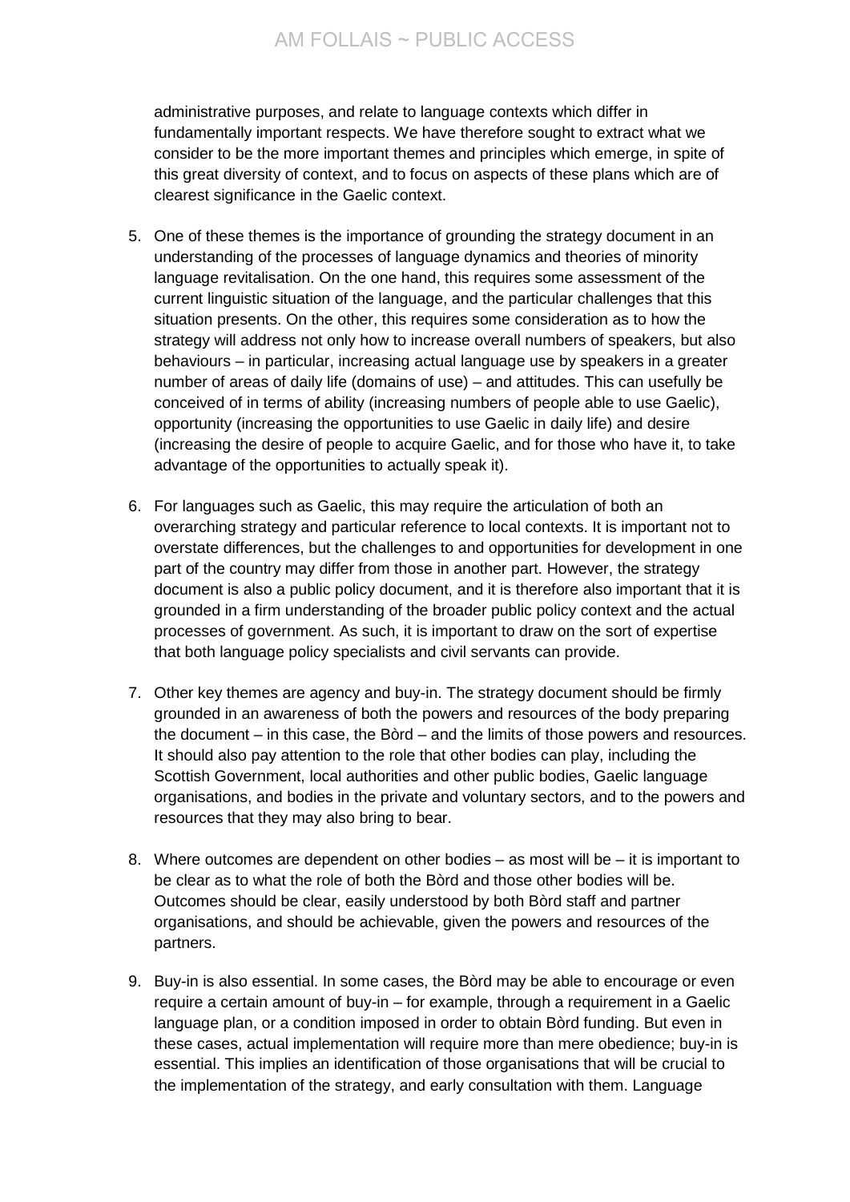administrative purposes, and relate to language contexts which differ in fundamentally important respects. We have therefore sought to extract what we consider to be the more important themes and principles which emerge, in spite of this great diversity of context, and to focus on aspects of these plans which are of clearest significance in the Gaelic context.

5. One of these themes is the importance of grounding the strategy document in an understanding of the processes of language dynamics and theories of minority language revitalisation. On the one hand, this requires some assessment of the current linguistic situation of the language, and the particular challenges that this situation presents. On the other, this requires some consideration as to how the strategy will address not only how to increase overall numbers of speakers, but also behaviours – in particular, increasing actual language use by speakers in a greater number of areas of daily life (domains of use) – and attitudes. This can usefully be conceived of in terms of ability (increasing numbers of people able to use Gaelic), opportunity (increasing the opportunities to use Gaelic in daily life) and desire (increasing the desire of people to acquire Gaelic, and for those who have it, to take advantage of the opportunities to actually speak it).

6. For languages such as Gaelic, this may require the articulation of both an overarching strategy and particular reference to local contexts. It is important not to overstate differences, but the challenges to and opportunities for development in one part of the country may differ from those in another part. However, the strategy document is also a public policy document, and it is therefore also important that it is grounded in a firm understanding of the broader public policy context and the actual processes of government. As such, it is important to draw on the sort of expertise that both language policy specialists and civil servants can provide.

7. Other key themes are agency and buy-in. The strategy document should be firmly grounded in an awareness of both the powers and resources of the body preparing the document – in this case, the Bòrd – and the limits of those powers and resources. It should also pay attention to the role that other bodies can play, including the Scottish Government, local authorities and other public bodies, Gaelic language organisations, and bodies in the private and voluntary sectors, and to the powers and resources that they may also bring to bear.

8. Where outcomes are dependent on other bodies – as most will be – it is important to be clear as to what the role of both the Bòrd and those other bodies will be. Outcomes should be clear, easily understood by both Bòrd staff and partner organisations, and should be achievable, given the powers and resources of the partners.

9. Buy-in is also essential. In some cases, the Bòrd may be able to encourage or even require a certain amount of buy-in – for example, through a requirement in a Gaelic language plan, or a condition imposed in order to obtain Bòrd funding. But even in these cases, actual implementation will require more than mere obedience; buy-in is essential. This implies an identification of those organisations that will be crucial to the implementation of the strategy, and early consultation with them. Language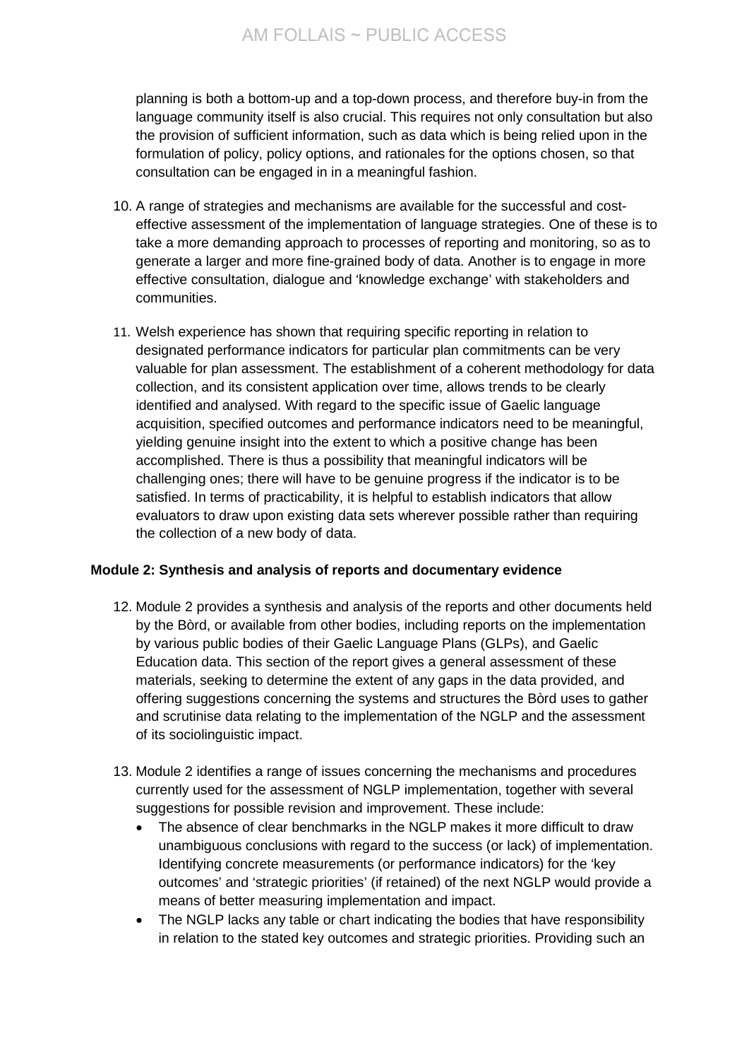planning is both a bottom-up and a top-down process, and therefore buy-in from the language community itself is also crucial. This requires not only consultation but also the provision of sufficient information, such as data which is being relied upon in the formulation of policy, policy options, and rationales for the options chosen, so that consultation can be engaged in in a meaningful fashion.

10. A range of strategies and mechanisms are available for the successful and cost-effective assessment of the implementation of language strategies. One of these is to take a more demanding approach to processes of reporting and monitoring, so as to generate a larger and more fine-grained body of data. Another is to engage in more effective consultation, dialogue and 'knowledge exchange' with stakeholders and communities.

11. Welsh experience has shown that requiring specific reporting in relation to designated performance indicators for particular plan commitments can be very valuable for plan assessment. The establishment of a coherent methodology for data collection, and its consistent application over time, allows trends to be clearly identified and analysed. With regard to the specific issue of Gaelic language acquisition, specified outcomes and performance indicators need to be meaningful, yielding genuine insight into the extent to which a positive change has been accomplished. There is thus a possibility that meaningful indicators will be challenging ones; there will have to be genuine progress if the indicator is to be satisfied. In terms of practicability, it is helpful to establish indicators that allow evaluators to draw upon existing data sets wherever possible rather than requiring the collection of a new body of data.

**Module 2: Synthesis and analysis of reports and documentary evidence**

12. Module 2 provides a synthesis and analysis of the reports and other documents held by the Bòrd, or available from other bodies, including reports on the implementation by various public bodies of their Gaelic Language Plans (GLPs), and Gaelic Education data. This section of the report gives a general assessment of these materials, seeking to determine the extent of any gaps in the data provided, and offering suggestions concerning the systems and structures the Bòrd uses to gather and scrutinise data relating to the implementation of the NGLP and the assessment of its sociolinguistic impact.

13. Module 2 identifies a range of issues concerning the mechanisms and procedures currently used for the assessment of NGLP implementation, together with several suggestions for possible revision and improvement. These include:
    - The absence of clear benchmarks in the NGLP makes it more difficult to draw unambiguous conclusions with regard to the success (or lack) of implementation. Identifying concrete measurements (or performance indicators) for the 'key outcomes' and 'strategic priorities' (if retained) of the next NGLP would provide a means of better measuring implementation and impact.
    - The NGLP lacks any table or chart indicating the bodies that have responsibility in relation to the stated key outcomes and strategic priorities. Providing such an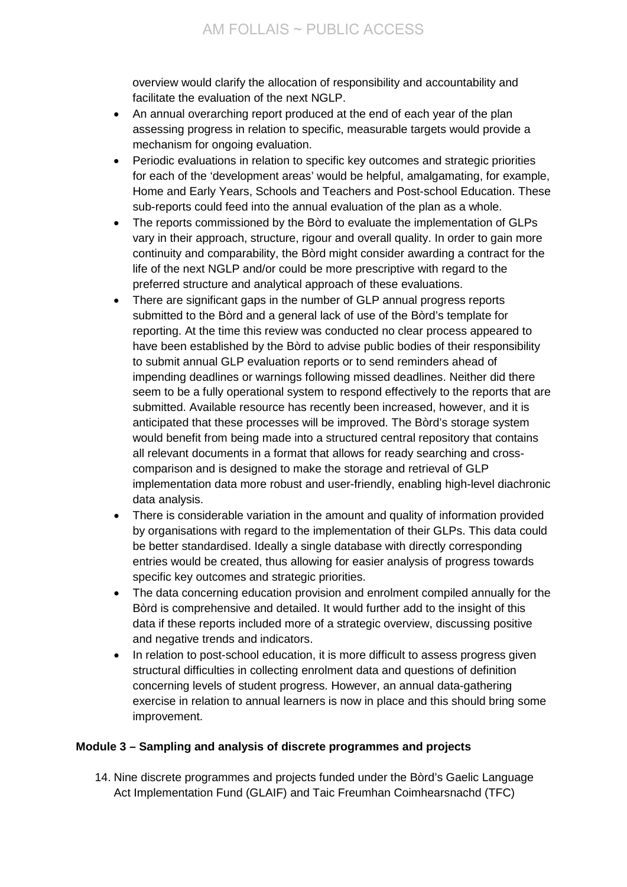overview would clarify the allocation of responsibility and accountability and facilitate the evaluation of the next NGLP.

- An annual overarching report produced at the end of each year of the plan assessing progress in relation to specific, measurable targets would provide a mechanism for ongoing evaluation.
- Periodic evaluations in relation to specific key outcomes and strategic priorities for each of the 'development areas' would be helpful, amalgamating, for example, Home and Early Years, Schools and Teachers and Post-school Education. These sub-reports could feed into the annual evaluation of the plan as a whole.
- The reports commissioned by the Bòrd to evaluate the implementation of GLPs vary in their approach, structure, rigour and overall quality. In order to gain more continuity and comparability, the Bòrd might consider awarding a contract for the life of the next NGLP and/or could be more prescriptive with regard to the preferred structure and analytical approach of these evaluations.
- There are significant gaps in the number of GLP annual progress reports submitted to the Bòrd and a general lack of use of the Bòrd's template for reporting. At the time this review was conducted no clear process appeared to have been established by the Bòrd to advise public bodies of their responsibility to submit annual GLP evaluation reports or to send reminders ahead of impending deadlines or warnings following missed deadlines. Neither did there seem to be a fully operational system to respond effectively to the reports that are submitted. Available resource has recently been increased, however, and it is anticipated that these processes will be improved. The Bòrd's storage system would benefit from being made into a structured central repository that contains all relevant documents in a format that allows for ready searching and cross-comparison and is designed to make the storage and retrieval of GLP implementation data more robust and user-friendly, enabling high-level diachronic data analysis.
- There is considerable variation in the amount and quality of information provided by organisations with regard to the implementation of their GLPs. This data could be better standardised. Ideally a single database with directly corresponding entries would be created, thus allowing for easier analysis of progress towards specific key outcomes and strategic priorities.
- The data concerning education provision and enrolment compiled annually for the Bòrd is comprehensive and detailed. It would further add to the insight of this data if these reports included more of a strategic overview, discussing positive and negative trends and indicators.
- In relation to post-school education, it is more difficult to assess progress given structural difficulties in collecting enrolment data and questions of definition concerning levels of student progress. However, an annual data-gathering exercise in relation to annual learners is now in place and this should bring some improvement.

### Module 3 – Sampling and analysis of discrete programmes and projects

14. Nine discrete programmes and projects funded under the Bòrd's Gaelic Language Act Implementation Fund (GLAIF) and Taic Freumhan Coimhearsnachd (TFC)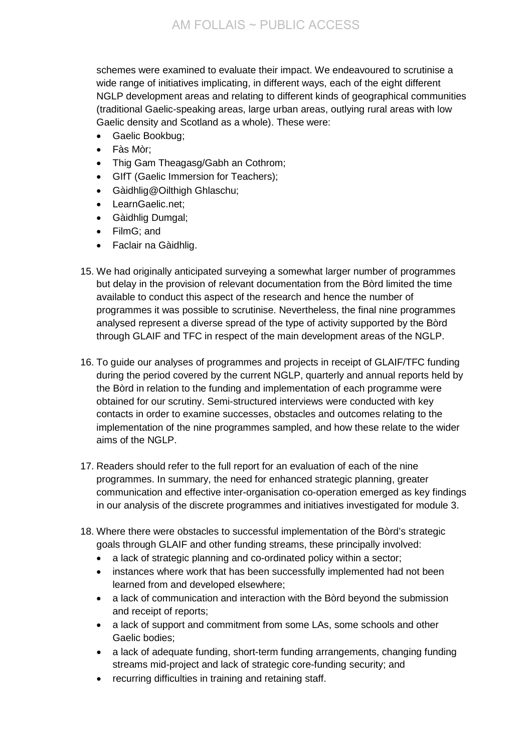schemes were examined to evaluate their impact. We endeavoured to scrutinise a wide range of initiatives implicating, in different ways, each of the eight different NGLP development areas and relating to different kinds of geographical communities (traditional Gaelic-speaking areas, large urban areas, outlying rural areas with low Gaelic density and Scotland as a whole). These were:

- Gaelic Bookbug;
- Fàs Mòr;
- Thig Gam Theagasg/Gabh an Cothrom;
- GIfT (Gaelic Immersion for Teachers);
- Gàidhlig@Oilthigh Ghlaschu;
- LearnGaelic.net;
- Gàidhlig Dumgal;
- FilmG; and
- Faclair na Gàidhlig.

15. We had originally anticipated surveying a somewhat larger number of programmes but delay in the provision of relevant documentation from the Bòrd limited the time available to conduct this aspect of the research and hence the number of programmes it was possible to scrutinise. Nevertheless, the final nine programmes analysed represent a diverse spread of the type of activity supported by the Bòrd through GLAIF and TFC in respect of the main development areas of the NGLP.

16. To guide our analyses of programmes and projects in receipt of GLAIF/TFC funding during the period covered by the current NGLP, quarterly and annual reports held by the Bòrd in relation to the funding and implementation of each programme were obtained for our scrutiny. Semi-structured interviews were conducted with key contacts in order to examine successes, obstacles and outcomes relating to the implementation of the nine programmes sampled, and how these relate to the wider aims of the NGLP.

17. Readers should refer to the full report for an evaluation of each of the nine programmes. In summary, the need for enhanced strategic planning, greater communication and effective inter-organisation co-operation emerged as key findings in our analysis of the discrete programmes and initiatives investigated for module 3.

18. Where there were obstacles to successful implementation of the Bòrd's strategic goals through GLAIF and other funding streams, these principally involved:
    - a lack of strategic planning and co-ordinated policy within a sector;
    - instances where work that has been successfully implemented had not been learned from and developed elsewhere;
    - a lack of communication and interaction with the Bòrd beyond the submission and receipt of reports;
    - a lack of support and commitment from some LAs, some schools and other Gaelic bodies;
    - a lack of adequate funding, short-term funding arrangements, changing funding streams mid-project and lack of strategic core-funding security; and
    - recurring difficulties in training and retaining staff.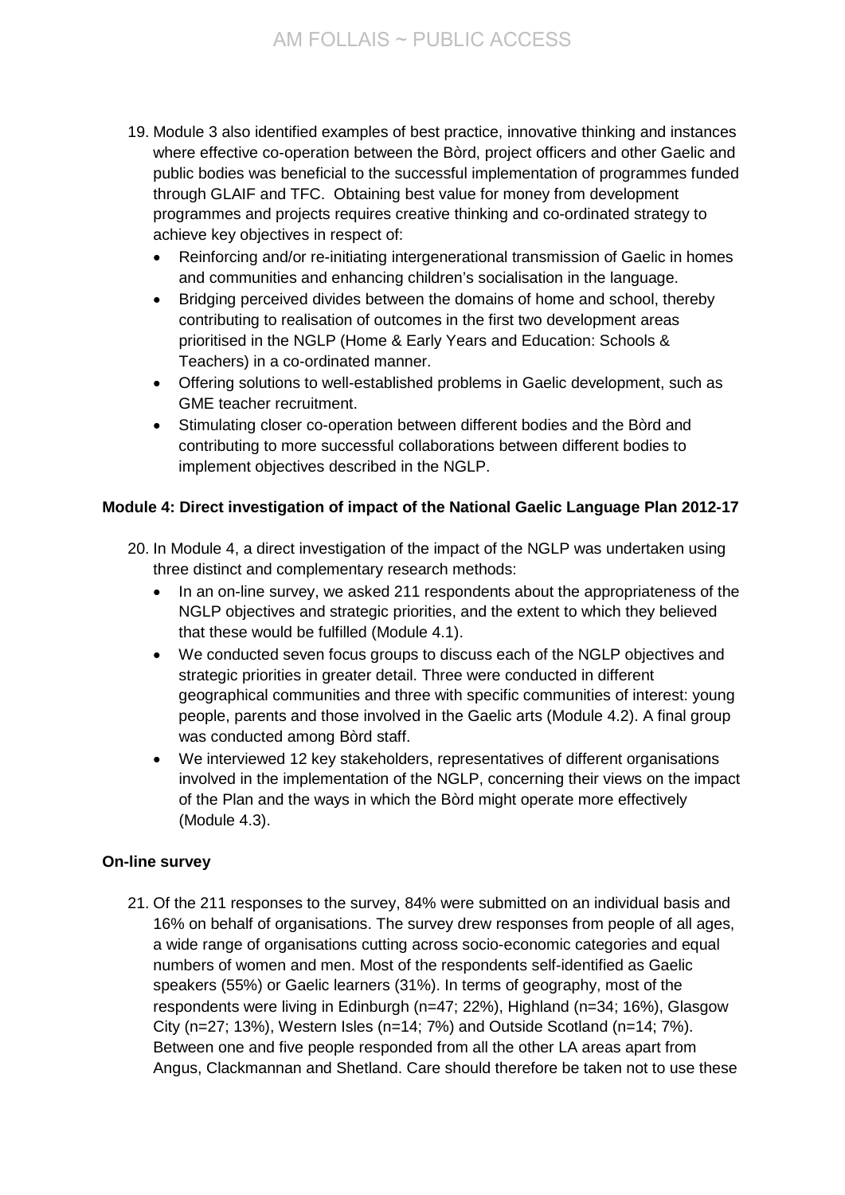19. Module 3 also identified examples of best practice, innovative thinking and instances where effective co-operation between the Bòrd, project officers and other Gaelic and public bodies was beneficial to the successful implementation of programmes funded through GLAIF and TFC. Obtaining best value for money from development programmes and projects requires creative thinking and co-ordinated strategy to achieve key objectives in respect of:
    - Reinforcing and/or re-initiating intergenerational transmission of Gaelic in homes and communities and enhancing children's socialisation in the language.
    - Bridging perceived divides between the domains of home and school, thereby contributing to realisation of outcomes in the first two development areas prioritised in the NGLP (Home & Early Years and Education: Schools & Teachers) in a co-ordinated manner.
    - Offering solutions to well-established problems in Gaelic development, such as GME teacher recruitment.
    - Stimulating closer co-operation between different bodies and the Bòrd and contributing to more successful collaborations between different bodies to implement objectives described in the NGLP.

**Module 4: Direct investigation of impact of the National Gaelic Language Plan 2012-17**

20. In Module 4, a direct investigation of the impact of the NGLP was undertaken using three distinct and complementary research methods:
    - In an on-line survey, we asked 211 respondents about the appropriateness of the NGLP objectives and strategic priorities, and the extent to which they believed that these would be fulfilled (Module 4.1).
    - We conducted seven focus groups to discuss each of the NGLP objectives and strategic priorities in greater detail. Three were conducted in different geographical communities and three with specific communities of interest: young people, parents and those involved in the Gaelic arts (Module 4.2). A final group was conducted among Bòrd staff.
    - We interviewed 12 key stakeholders, representatives of different organisations involved in the implementation of the NGLP, concerning their views on the impact of the Plan and the ways in which the Bòrd might operate more effectively (Module 4.3).

**On-line survey**

21. Of the 211 responses to the survey, 84% were submitted on an individual basis and 16% on behalf of organisations. The survey drew responses from people of all ages, a wide range of organisations cutting across socio-economic categories and equal numbers of women and men. Most of the respondents self-identified as Gaelic speakers (55%) or Gaelic learners (31%). In terms of geography, most of the respondents were living in Edinburgh (n=47; 22%), Highland (n=34; 16%), Glasgow City (n=27; 13%), Western Isles (n=14; 7%) and Outside Scotland (n=14; 7%). Between one and five people responded from all the other LA areas apart from Angus, Clackmannan and Shetland. Care should therefore be taken not to use these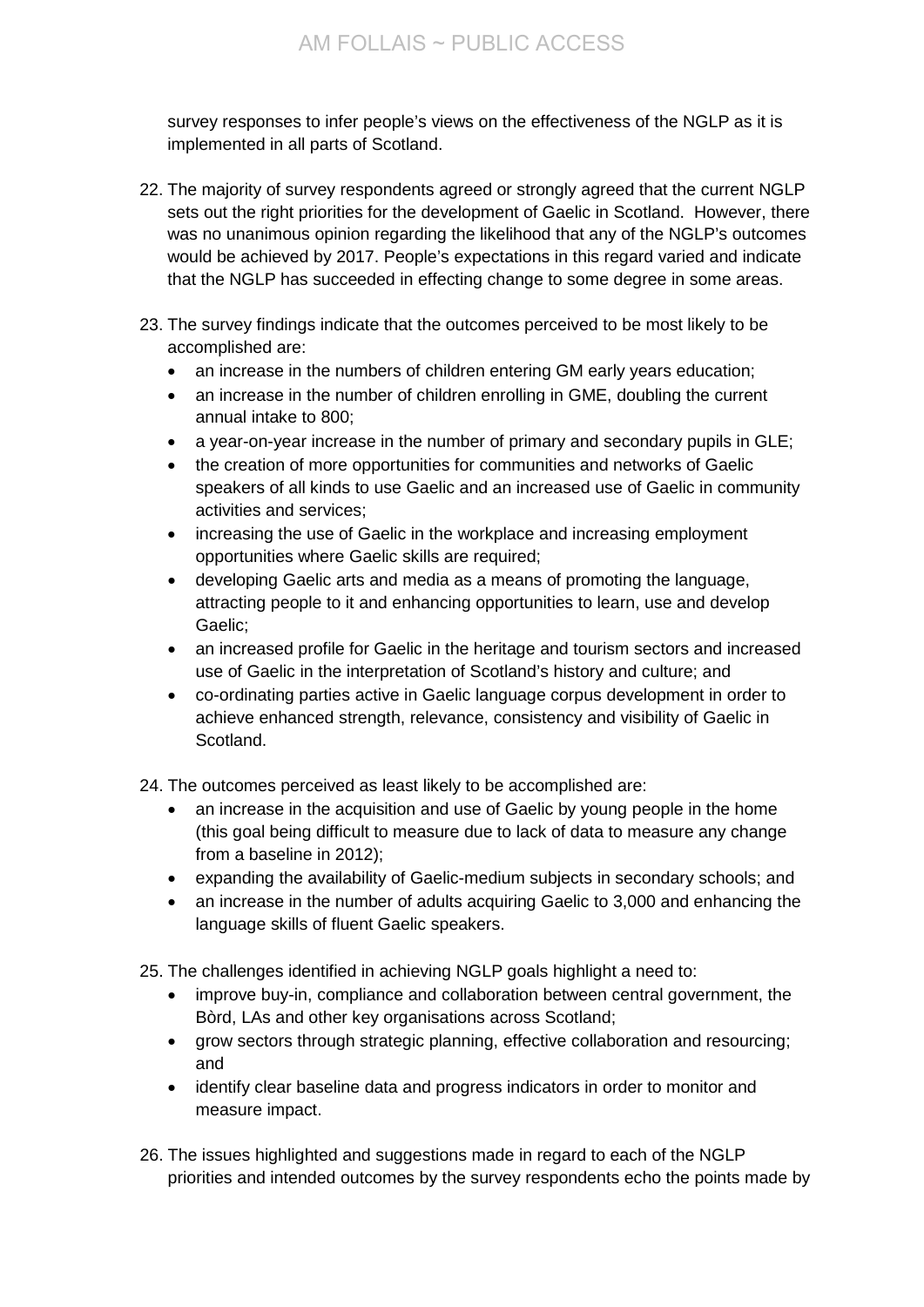survey responses to infer people's views on the effectiveness of the NGLP as it is implemented in all parts of Scotland.

22. The majority of survey respondents agreed or strongly agreed that the current NGLP sets out the right priorities for the development of Gaelic in Scotland. However, there was no unanimous opinion regarding the likelihood that any of the NGLP's outcomes would be achieved by 2017. People's expectations in this regard varied and indicate that the NGLP has succeeded in effecting change to some degree in some areas.

23. The survey findings indicate that the outcomes perceived to be most likely to be accomplished are:
    - an increase in the numbers of children entering GM early years education;
    - an increase in the number of children enrolling in GME, doubling the current annual intake to 800;
    - a year-on-year increase in the number of primary and secondary pupils in GLE;
    - the creation of more opportunities for communities and networks of Gaelic speakers of all kinds to use Gaelic and an increased use of Gaelic in community activities and services;
    - increasing the use of Gaelic in the workplace and increasing employment opportunities where Gaelic skills are required;
    - developing Gaelic arts and media as a means of promoting the language, attracting people to it and enhancing opportunities to learn, use and develop Gaelic;
    - an increased profile for Gaelic in the heritage and tourism sectors and increased use of Gaelic in the interpretation of Scotland's history and culture; and
    - co-ordinating parties active in Gaelic language corpus development in order to achieve enhanced strength, relevance, consistency and visibility of Gaelic in Scotland.

24. The outcomes perceived as least likely to be accomplished are:
    - an increase in the acquisition and use of Gaelic by young people in the home (this goal being difficult to measure due to lack of data to measure any change from a baseline in 2012);
    - expanding the availability of Gaelic-medium subjects in secondary schools; and
    - an increase in the number of adults acquiring Gaelic to 3,000 and enhancing the language skills of fluent Gaelic speakers.

25. The challenges identified in achieving NGLP goals highlight a need to:
    - improve buy-in, compliance and collaboration between central government, the Bòrd, LAs and other key organisations across Scotland;
    - grow sectors through strategic planning, effective collaboration and resourcing; and
    - identify clear baseline data and progress indicators in order to monitor and measure impact.

26. The issues highlighted and suggestions made in regard to each of the NGLP priorities and intended outcomes by the survey respondents echo the points made by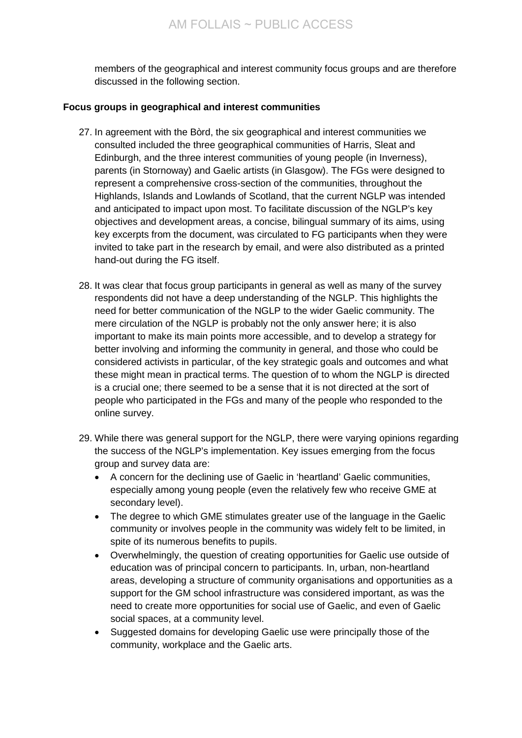members of the geographical and interest community focus groups and are therefore discussed in the following section.

**Focus groups in geographical and interest communities**

27. In agreement with the Bòrd, the six geographical and interest communities we consulted included the three geographical communities of Harris, Sleat and Edinburgh, and the three interest communities of young people (in Inverness), parents (in Stornoway) and Gaelic artists (in Glasgow). The FGs were designed to represent a comprehensive cross-section of the communities, throughout the Highlands, Islands and Lowlands of Scotland, that the current NGLP was intended and anticipated to impact upon most. To facilitate discussion of the NGLP's key objectives and development areas, a concise, bilingual summary of its aims, using key excerpts from the document, was circulated to FG participants when they were invited to take part in the research by email, and were also distributed as a printed hand-out during the FG itself.

28. It was clear that focus group participants in general as well as many of the survey respondents did not have a deep understanding of the NGLP. This highlights the need for better communication of the NGLP to the wider Gaelic community. The mere circulation of the NGLP is probably not the only answer here; it is also important to make its main points more accessible, and to develop a strategy for better involving and informing the community in general, and those who could be considered activists in particular, of the key strategic goals and outcomes and what these might mean in practical terms. The question of to whom the NGLP is directed is a crucial one; there seemed to be a sense that it is not directed at the sort of people who participated in the FGs and many of the people who responded to the online survey.

29. While there was general support for the NGLP, there were varying opinions regarding the success of the NGLP's implementation. Key issues emerging from the focus group and survey data are:
    - A concern for the declining use of Gaelic in 'heartland' Gaelic communities, especially among young people (even the relatively few who receive GME at secondary level).
    - The degree to which GME stimulates greater use of the language in the Gaelic community or involves people in the community was widely felt to be limited, in spite of its numerous benefits to pupils.
    - Overwhelmingly, the question of creating opportunities for Gaelic use outside of education was of principal concern to participants. In, urban, non-heartland areas, developing a structure of community organisations and opportunities as a support for the GM school infrastructure was considered important, as was the need to create more opportunities for social use of Gaelic, and even of Gaelic social spaces, at a community level.
    - Suggested domains for developing Gaelic use were principally those of the community, workplace and the Gaelic arts.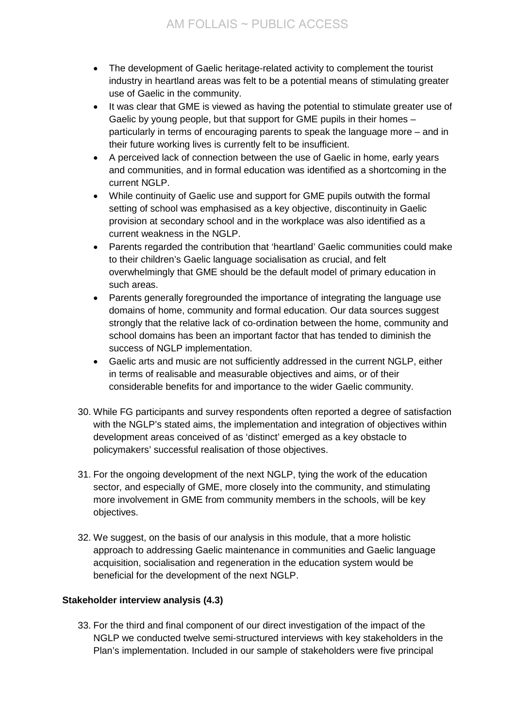- The development of Gaelic heritage-related activity to complement the tourist industry in heartland areas was felt to be a potential means of stimulating greater use of Gaelic in the community.
- It was clear that GME is viewed as having the potential to stimulate greater use of Gaelic by young people, but that support for GME pupils in their homes – particularly in terms of encouraging parents to speak the language more – and in their future working lives is currently felt to be insufficient.
- A perceived lack of connection between the use of Gaelic in home, early years and communities, and in formal education was identified as a shortcoming in the current NGLP.
- While continuity of Gaelic use and support for GME pupils outwith the formal setting of school was emphasised as a key objective, discontinuity in Gaelic provision at secondary school and in the workplace was also identified as a current weakness in the NGLP.
- Parents regarded the contribution that 'heartland' Gaelic communities could make to their children's Gaelic language socialisation as crucial, and felt overwhelmingly that GME should be the default model of primary education in such areas.
- Parents generally foregrounded the importance of integrating the language use domains of home, community and formal education. Our data sources suggest strongly that the relative lack of co-ordination between the home, community and school domains has been an important factor that has tended to diminish the success of NGLP implementation.
- Gaelic arts and music are not sufficiently addressed in the current NGLP, either in terms of realisable and measurable objectives and aims, or of their considerable benefits for and importance to the wider Gaelic community.

30. While FG participants and survey respondents often reported a degree of satisfaction with the NGLP's stated aims, the implementation and integration of objectives within development areas conceived of as 'distinct' emerged as a key obstacle to policymakers' successful realisation of those objectives.

31. For the ongoing development of the next NGLP, tying the work of the education sector, and especially of GME, more closely into the community, and stimulating more involvement in GME from community members in the schools, will be key objectives.

32. We suggest, on the basis of our analysis in this module, that a more holistic approach to addressing Gaelic maintenance in communities and Gaelic language acquisition, socialisation and regeneration in the education system would be beneficial for the development of the next NGLP.

**Stakeholder interview analysis (4.3)**

33. For the third and final component of our direct investigation of the impact of the NGLP we conducted twelve semi-structured interviews with key stakeholders in the Plan's implementation. Included in our sample of stakeholders were five principal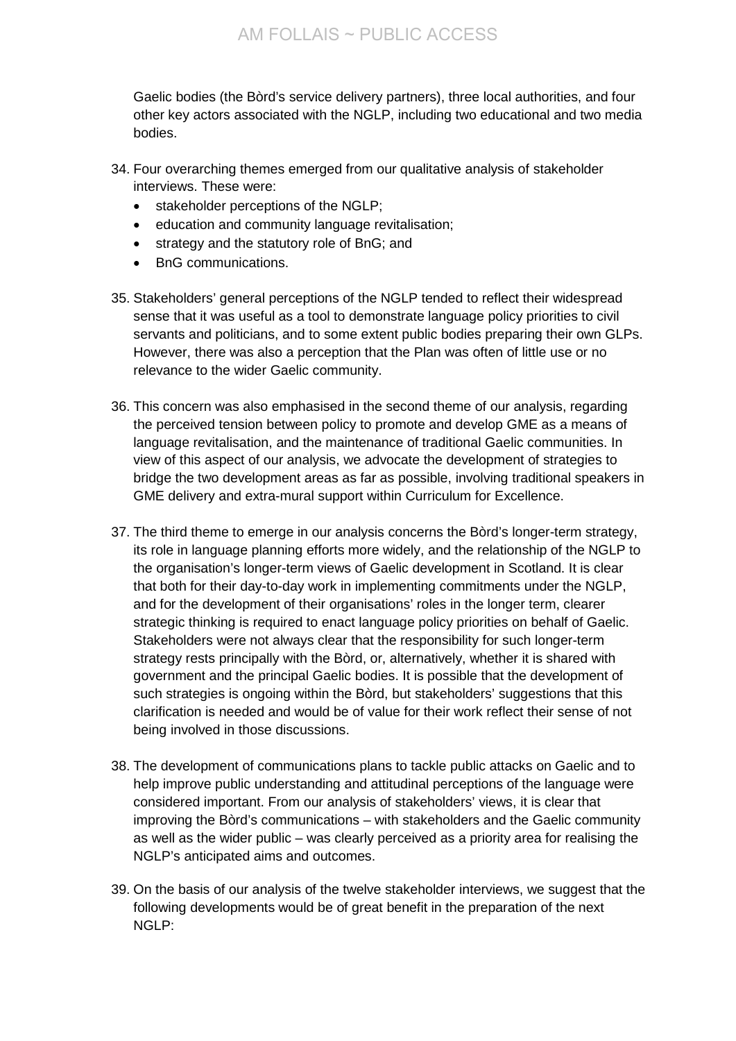Gaelic bodies (the Bòrd's service delivery partners), three local authorities, and four other key actors associated with the NGLP, including two educational and two media bodies.

34. Four overarching themes emerged from our qualitative analysis of stakeholder interviews. These were:
    - stakeholder perceptions of the NGLP;
    - education and community language revitalisation;
    - strategy and the statutory role of BnG; and
    - BnG communications.

35. Stakeholders' general perceptions of the NGLP tended to reflect their widespread sense that it was useful as a tool to demonstrate language policy priorities to civil servants and politicians, and to some extent public bodies preparing their own GLPs. However, there was also a perception that the Plan was often of little use or no relevance to the wider Gaelic community.

36. This concern was also emphasised in the second theme of our analysis, regarding the perceived tension between policy to promote and develop GME as a means of language revitalisation, and the maintenance of traditional Gaelic communities. In view of this aspect of our analysis, we advocate the development of strategies to bridge the two development areas as far as possible, involving traditional speakers in GME delivery and extra-mural support within Curriculum for Excellence.

37. The third theme to emerge in our analysis concerns the Bòrd's longer-term strategy, its role in language planning efforts more widely, and the relationship of the NGLP to the organisation's longer-term views of Gaelic development in Scotland. It is clear that both for their day-to-day work in implementing commitments under the NGLP, and for the development of their organisations' roles in the longer term, clearer strategic thinking is required to enact language policy priorities on behalf of Gaelic. Stakeholders were not always clear that the responsibility for such longer-term strategy rests principally with the Bòrd, or, alternatively, whether it is shared with government and the principal Gaelic bodies. It is possible that the development of such strategies is ongoing within the Bòrd, but stakeholders' suggestions that this clarification is needed and would be of value for their work reflect their sense of not being involved in those discussions.

38. The development of communications plans to tackle public attacks on Gaelic and to help improve public understanding and attitudinal perceptions of the language were considered important. From our analysis of stakeholders' views, it is clear that improving the Bòrd's communications – with stakeholders and the Gaelic community as well as the wider public – was clearly perceived as a priority area for realising the NGLP's anticipated aims and outcomes.

39. On the basis of our analysis of the twelve stakeholder interviews, we suggest that the following developments would be of great benefit in the preparation of the next NGLP: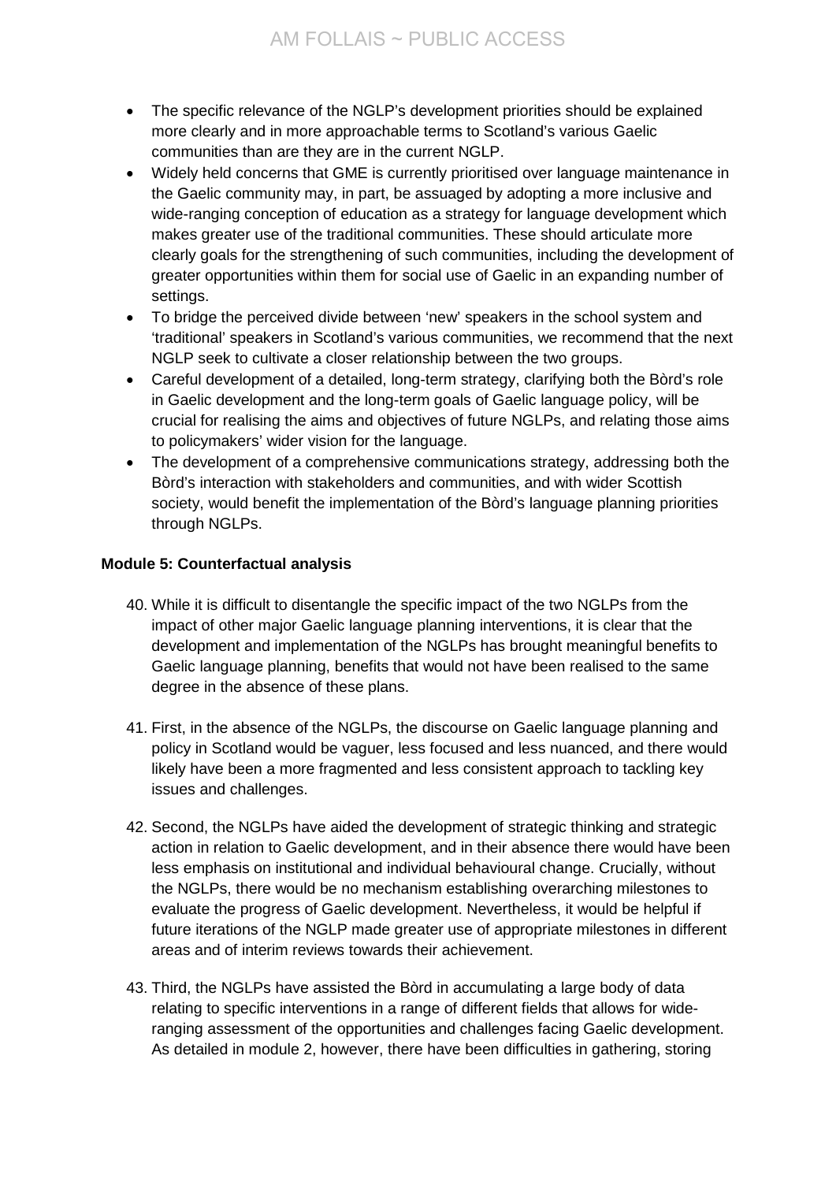- The specific relevance of the NGLP's development priorities should be explained more clearly and in more approachable terms to Scotland's various Gaelic communities than are they are in the current NGLP.
- Widely held concerns that GME is currently prioritised over language maintenance in the Gaelic community may, in part, be assuaged by adopting a more inclusive and wide-ranging conception of education as a strategy for language development which makes greater use of the traditional communities. These should articulate more clearly goals for the strengthening of such communities, including the development of greater opportunities within them for social use of Gaelic in an expanding number of settings.
- To bridge the perceived divide between 'new' speakers in the school system and 'traditional' speakers in Scotland's various communities, we recommend that the next NGLP seek to cultivate a closer relationship between the two groups.
- Careful development of a detailed, long-term strategy, clarifying both the Bòrd's role in Gaelic development and the long-term goals of Gaelic language policy, will be crucial for realising the aims and objectives of future NGLPs, and relating those aims to policymakers' wider vision for the language.
- The development of a comprehensive communications strategy, addressing both the Bòrd's interaction with stakeholders and communities, and with wider Scottish society, would benefit the implementation of the Bòrd's language planning priorities through NGLPs.

**Module 5: Counterfactual analysis**

40. While it is difficult to disentangle the specific impact of the two NGLPs from the impact of other major Gaelic language planning interventions, it is clear that the development and implementation of the NGLPs has brought meaningful benefits to Gaelic language planning, benefits that would not have been realised to the same degree in the absence of these plans.

41. First, in the absence of the NGLPs, the discourse on Gaelic language planning and policy in Scotland would be vaguer, less focused and less nuanced, and there would likely have been a more fragmented and less consistent approach to tackling key issues and challenges.

42. Second, the NGLPs have aided the development of strategic thinking and strategic action in relation to Gaelic development, and in their absence there would have been less emphasis on institutional and individual behavioural change. Crucially, without the NGLPs, there would be no mechanism establishing overarching milestones to evaluate the progress of Gaelic development. Nevertheless, it would be helpful if future iterations of the NGLP made greater use of appropriate milestones in different areas and of interim reviews towards their achievement.

43. Third, the NGLPs have assisted the Bòrd in accumulating a large body of data relating to specific interventions in a range of different fields that allows for wide-ranging assessment of the opportunities and challenges facing Gaelic development. As detailed in module 2, however, there have been difficulties in gathering, storing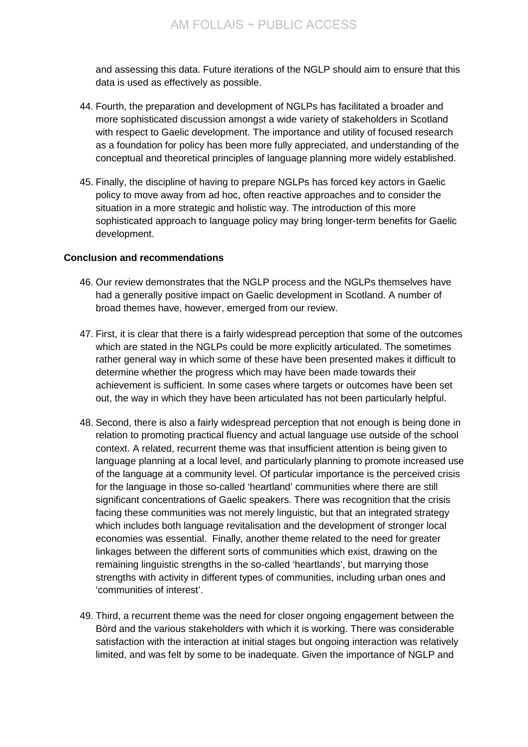and assessing this data. Future iterations of the NGLP should aim to ensure that this data is used as effectively as possible.

44. Fourth, the preparation and development of NGLPs has facilitated a broader and more sophisticated discussion amongst a wide variety of stakeholders in Scotland with respect to Gaelic development. The importance and utility of focused research as a foundation for policy has been more fully appreciated, and understanding of the conceptual and theoretical principles of language planning more widely established.

45. Finally, the discipline of having to prepare NGLPs has forced key actors in Gaelic policy to move away from ad hoc, often reactive approaches and to consider the situation in a more strategic and holistic way. The introduction of this more sophisticated approach to language policy may bring longer-term benefits for Gaelic development.

**Conclusion and recommendations**

46. Our review demonstrates that the NGLP process and the NGLPs themselves have had a generally positive impact on Gaelic development in Scotland. A number of broad themes have, however, emerged from our review.

47. First, it is clear that there is a fairly widespread perception that some of the outcomes which are stated in the NGLPs could be more explicitly articulated. The sometimes rather general way in which some of these have been presented makes it difficult to determine whether the progress which may have been made towards their achievement is sufficient. In some cases where targets or outcomes have been set out, the way in which they have been articulated has not been particularly helpful.

48. Second, there is also a fairly widespread perception that not enough is being done in relation to promoting practical fluency and actual language use outside of the school context. A related, recurrent theme was that insufficient attention is being given to language planning at a local level, and particularly planning to promote increased use of the language at a community level. Of particular importance is the perceived crisis for the language in those so-called 'heartland' communities where there are still significant concentrations of Gaelic speakers. There was recognition that the crisis facing these communities was not merely linguistic, but that an integrated strategy which includes both language revitalisation and the development of stronger local economies was essential. Finally, another theme related to the need for greater linkages between the different sorts of communities which exist, drawing on the remaining linguistic strengths in the so-called 'heartlands', but marrying those strengths with activity in different types of communities, including urban ones and 'communities of interest'.

49. Third, a recurrent theme was the need for closer ongoing engagement between the Bòrd and the various stakeholders with which it is working. There was considerable satisfaction with the interaction at initial stages but ongoing interaction was relatively limited, and was felt by some to be inadequate. Given the importance of NGLP and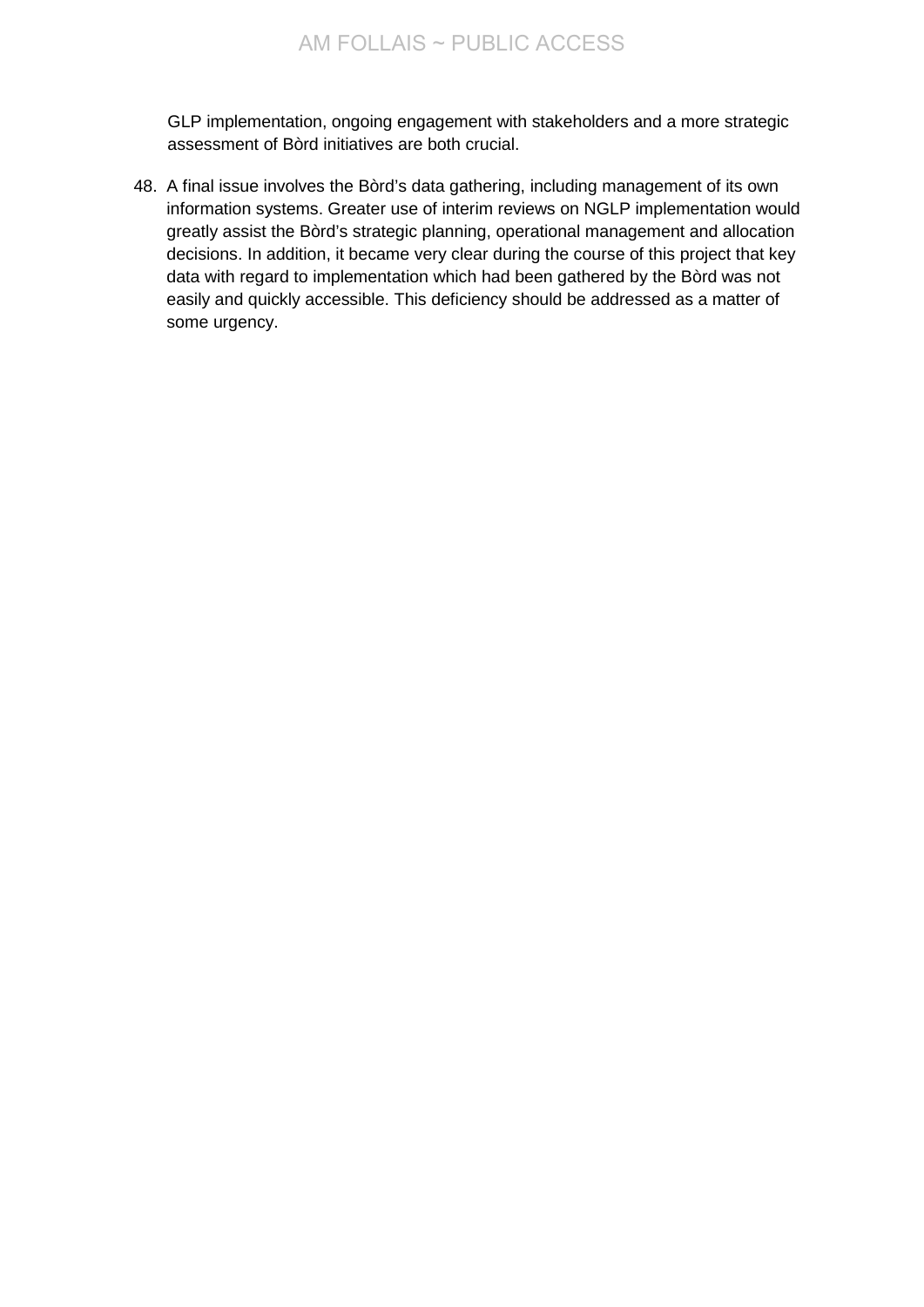GLP implementation, ongoing engagement with stakeholders and a more strategic assessment of Bòrd initiatives are both crucial.

48. A final issue involves the Bòrd's data gathering, including management of its own information systems. Greater use of interim reviews on NGLP implementation would greatly assist the Bòrd's strategic planning, operational management and allocation decisions. In addition, it became very clear during the course of this project that key data with regard to implementation which had been gathered by the Bòrd was not easily and quickly accessible. This deficiency should be addressed as a matter of some urgency.